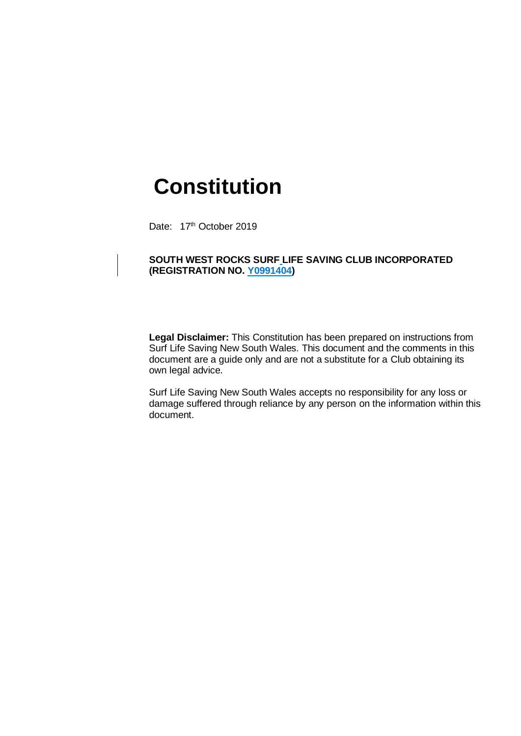# Constitution

Date: 17th October 2019

**SOUTH WEST ROCKS SURF LIFE SAVING CLUB INCORPORATED (REGISTRATION NO. Y0991404)**

**Legal Disclaimer:** This Constitution has been prepared on instructions from Surf Life Saving New South Wales. This document and the comments in this document are a guide only and are not a substitute for a Club obtaining its own legal advice.

Surf Life Saving New South Wales accepts no responsibility for any loss or damage suffered through reliance by any person on the information within this document.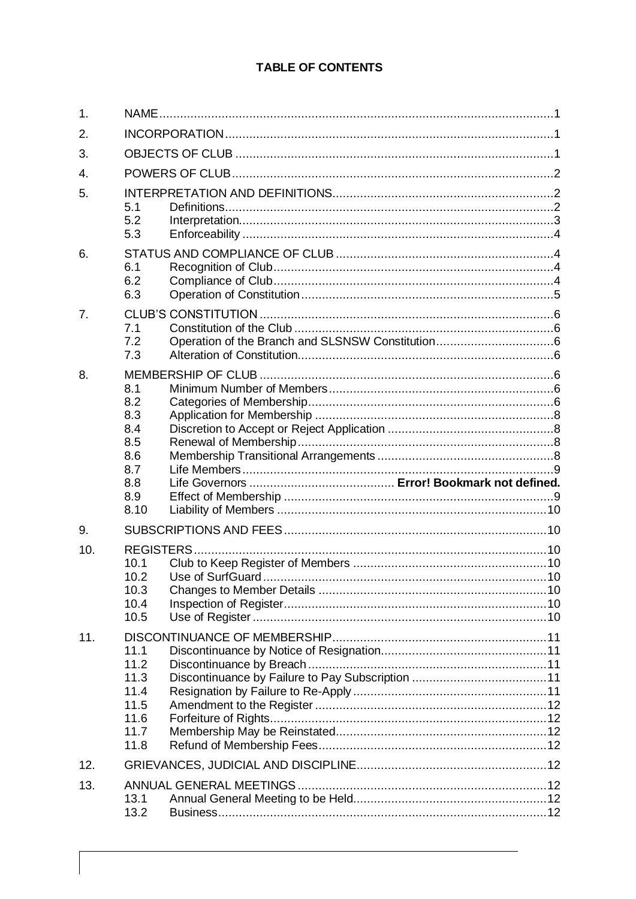**TABLE OF CONTENTS**

1. NAME ..... 1
2. INCORPORATION ..... 1
3. OBJECTS OF CLUB ..... 1
4. POWERS OF CLUB ..... 2
5. INTERPRETATION AND DEFINITIONS ..... 2
   - 5.1 Definitions ..... 2
   - 5.2 Interpretation ..... 3
   - 5.3 Enforceability ..... 4
6. STATUS AND COMPLIANCE OF CLUB ..... 4
   - 6.1 Recognition of Club ..... 4
   - 6.2 Compliance of Club ..... 4
   - 6.3 Operation of Constitution ..... 5
7. CLUB'S CONSTITUTION ..... 6
   - 7.1 Constitution of the Club ..... 6
   - 7.2 Operation of the Branch and SLSNSW Constitution ..... 6
   - 7.3 Alteration of Constitution ..... 6
8. MEMBERSHIP OF CLUB ..... 6
   - 8.1 Minimum Number of Members ..... 6
   - 8.2 Categories of Membership ..... 6
   - 8.3 Application for Membership ..... 8
   - 8.4 Discretion to Accept or Reject Application ..... 8
   - 8.5 Renewal of Membership ..... 8
   - 8.6 Membership Transitional Arrangements ..... 8
   - 8.7 Life Members ..... 9
   - 8.8 Life Governors ..... **Error! Bookmark not defined.**
   - 8.9 Effect of Membership ..... 9
   - 8.10 Liability of Members ..... 10
9. SUBSCRIPTIONS AND FEES ..... 10
10. REGISTERS ..... 10
    - 10.1 Club to Keep Register of Members ..... 10
    - 10.2 Use of SurfGuard ..... 10
    - 10.3 Changes to Member Details ..... 10
    - 10.4 Inspection of Register ..... 10
    - 10.5 Use of Register ..... 10
11. DISCONTINUANCE OF MEMBERSHIP ..... 11
    - 11.1 Discontinuance by Notice of Resignation ..... 11
    - 11.2 Discontinuance by Breach ..... 11
    - 11.3 Discontinuance by Failure to Pay Subscription ..... 11
    - 11.4 Resignation by Failure to Re-Apply ..... 11
    - 11.5 Amendment to the Register ..... 12
    - 11.6 Forfeiture of Rights ..... 12
    - 11.7 Membership May be Reinstated ..... 12
    - 11.8 Refund of Membership Fees ..... 12
12. GRIEVANCES, JUDICIAL AND DISCIPLINE ..... 12
13. ANNUAL GENERAL MEETINGS ..... 12
    - 13.1 Annual General Meeting to be Held ..... 12
    - 13.2 Business ..... 12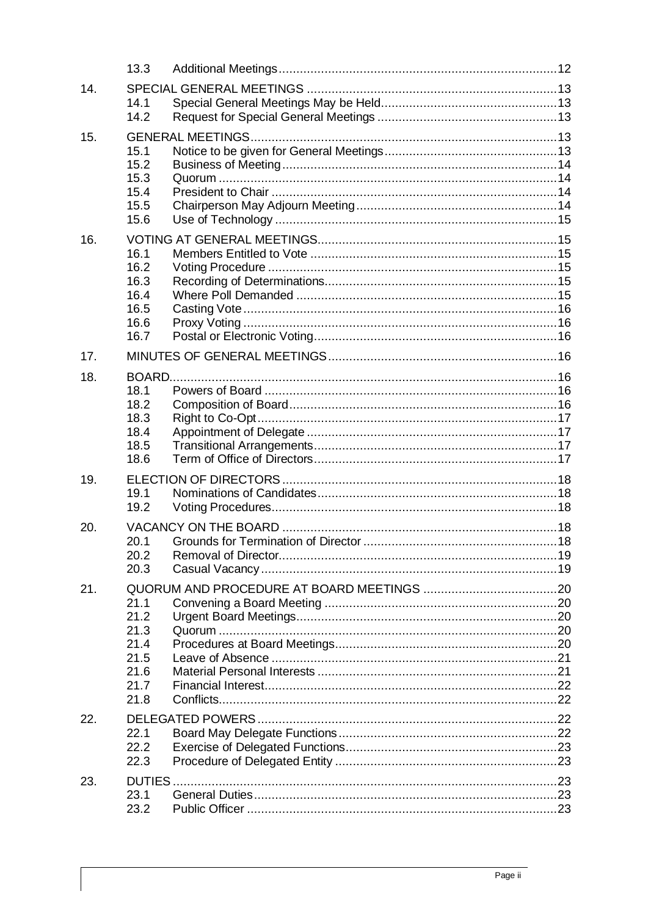| | | | |
|---|---|---|---|
| | 13.3 | Additional Meetings | 12 |
| 14. | | SPECIAL GENERAL MEETINGS | 13 |
| | 14.1 | Special General Meetings May be Held | 13 |
| | 14.2 | Request for Special General Meetings | 13 |
| 15. | | GENERAL MEETINGS | 13 |
| | 15.1 | Notice to be given for General Meetings | 13 |
| | 15.2 | Business of Meeting | 14 |
| | 15.3 | Quorum | 14 |
| | 15.4 | President to Chair | 14 |
| | 15.5 | Chairperson May Adjourn Meeting | 14 |
| | 15.6 | Use of Technology | 15 |
| 16. | | VOTING AT GENERAL MEETINGS | 15 |
| | 16.1 | Members Entitled to Vote | 15 |
| | 16.2 | Voting Procedure | 15 |
| | 16.3 | Recording of Determinations | 15 |
| | 16.4 | Where Poll Demanded | 15 |
| | 16.5 | Casting Vote | 16 |
| | 16.6 | Proxy Voting | 16 |
| | 16.7 | Postal or Electronic Voting | 16 |
| 17. | | MINUTES OF GENERAL MEETINGS | 16 |
| 18. | | BOARD | 16 |
| | 18.1 | Powers of Board | 16 |
| | 18.2 | Composition of Board | 16 |
| | 18.3 | Right to Co-Opt | 17 |
| | 18.4 | Appointment of Delegate | 17 |
| | 18.5 | Transitional Arrangements | 17 |
| | 18.6 | Term of Office of Directors | 17 |
| 19. | | ELECTION OF DIRECTORS | 18 |
| | 19.1 | Nominations of Candidates | 18 |
| | 19.2 | Voting Procedures | 18 |
| 20. | | VACANCY ON THE BOARD | 18 |
| | 20.1 | Grounds for Termination of Director | 18 |
| | 20.2 | Removal of Director | 19 |
| | 20.3 | Casual Vacancy | 19 |
| 21. | | QUORUM AND PROCEDURE AT BOARD MEETINGS | 20 |
| | 21.1 | Convening a Board Meeting | 20 |
| | 21.2 | Urgent Board Meetings | 20 |
| | 21.3 | Quorum | 20 |
| | 21.4 | Procedures at Board Meetings | 20 |
| | 21.5 | Leave of Absence | 21 |
| | 21.6 | Material Personal Interests | 21 |
| | 21.7 | Financial Interest | 22 |
| | 21.8 | Conflicts | 22 |
| 22. | | DELEGATED POWERS | 22 |
| | 22.1 | Board May Delegate Functions | 22 |
| | 22.2 | Exercise of Delegated Functions | 23 |
| | 22.3 | Procedure of Delegated Entity | 23 |
| 23. | | DUTIES | 23 |
| | 23.1 | General Duties | 23 |
| | 23.2 | Public Officer | 23 |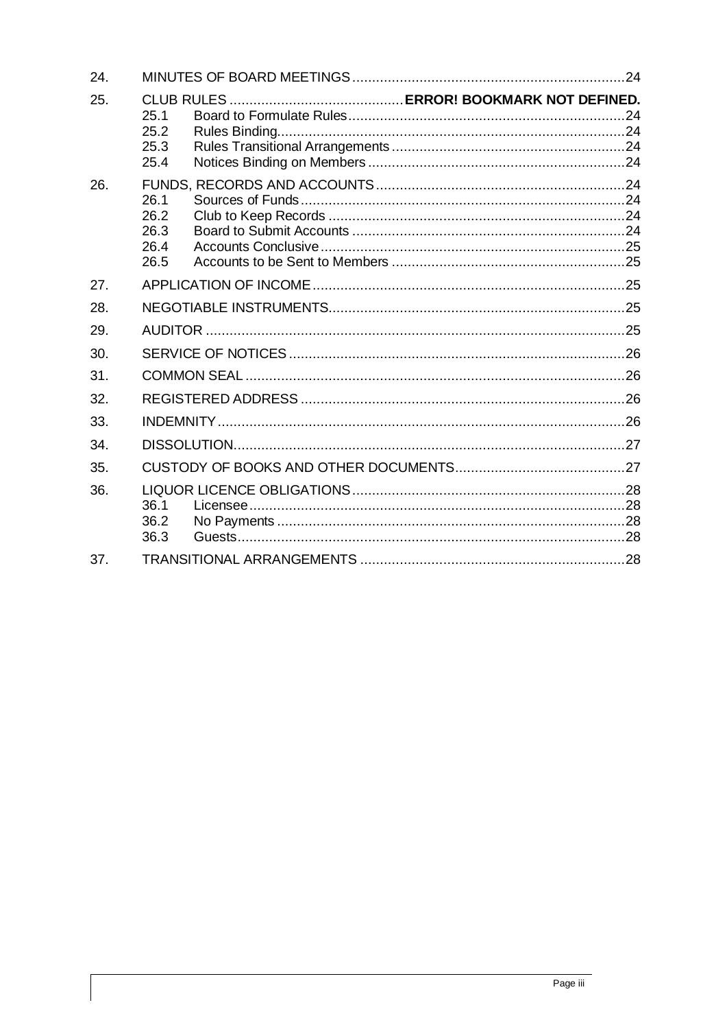| | | |
|---|---|---|
| 24. | MINUTES OF BOARD MEETINGS | 24 |
| 25. | CLUB RULES | **ERROR! BOOKMARK NOT DEFINED.** |
| | 25.1 Board to Formulate Rules | 24 |
| | 25.2 Rules Binding | 24 |
| | 25.3 Rules Transitional Arrangements | 24 |
| | 25.4 Notices Binding on Members | 24 |
| 26. | FUNDS, RECORDS AND ACCOUNTS | 24 |
| | 26.1 Sources of Funds | 24 |
| | 26.2 Club to Keep Records | 24 |
| | 26.3 Board to Submit Accounts | 24 |
| | 26.4 Accounts Conclusive | 25 |
| | 26.5 Accounts to be Sent to Members | 25 |
| 27. | APPLICATION OF INCOME | 25 |
| 28. | NEGOTIABLE INSTRUMENTS | 25 |
| 29. | AUDITOR | 25 |
| 30. | SERVICE OF NOTICES | 26 |
| 31. | COMMON SEAL | 26 |
| 32. | REGISTERED ADDRESS | 26 |
| 33. | INDEMNITY | 26 |
| 34. | DISSOLUTION | 27 |
| 35. | CUSTODY OF BOOKS AND OTHER DOCUMENTS | 27 |
| 36. | LIQUOR LICENCE OBLIGATIONS | 28 |
| | 36.1 Licensee | 28 |
| | 36.2 No Payments | 28 |
| | 36.3 Guests | 28 |
| 37. | TRANSITIONAL ARRANGEMENTS | 28 |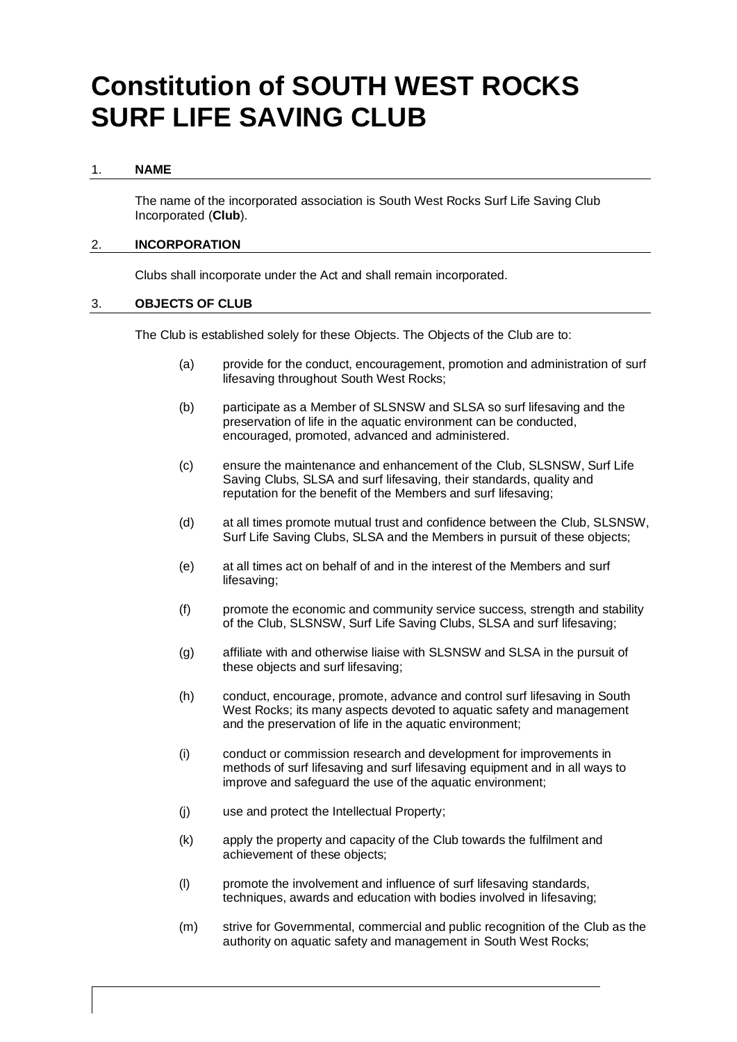# Constitution of SOUTH WEST ROCKS SURF LIFE SAVING CLUB

## 1. NAME

The name of the incorporated association is South West Rocks Surf Life Saving Club Incorporated (**Club**).

## 2. INCORPORATION

Clubs shall incorporate under the Act and shall remain incorporated.

## 3. OBJECTS OF CLUB

The Club is established solely for these Objects. The Objects of the Club are to:

(a) provide for the conduct, encouragement, promotion and administration of surf lifesaving throughout South West Rocks;

(b) participate as a Member of SLSNSW and SLSA so surf lifesaving and the preservation of life in the aquatic environment can be conducted, encouraged, promoted, advanced and administered.

(c) ensure the maintenance and enhancement of the Club, SLSNSW, Surf Life Saving Clubs, SLSA and surf lifesaving, their standards, quality and reputation for the benefit of the Members and surf lifesaving;

(d) at all times promote mutual trust and confidence between the Club, SLSNSW, Surf Life Saving Clubs, SLSA and the Members in pursuit of these objects;

(e) at all times act on behalf of and in the interest of the Members and surf lifesaving;

(f) promote the economic and community service success, strength and stability of the Club, SLSNSW, Surf Life Saving Clubs, SLSA and surf lifesaving;

(g) affiliate with and otherwise liaise with SLSNSW and SLSA in the pursuit of these objects and surf lifesaving;

(h) conduct, encourage, promote, advance and control surf lifesaving in South West Rocks; its many aspects devoted to aquatic safety and management and the preservation of life in the aquatic environment;

(i) conduct or commission research and development for improvements in methods of surf lifesaving and surf lifesaving equipment and in all ways to improve and safeguard the use of the aquatic environment;

(j) use and protect the Intellectual Property;

(k) apply the property and capacity of the Club towards the fulfilment and achievement of these objects;

(l) promote the involvement and influence of surf lifesaving standards, techniques, awards and education with bodies involved in lifesaving;

(m) strive for Governmental, commercial and public recognition of the Club as the authority on aquatic safety and management in South West Rocks;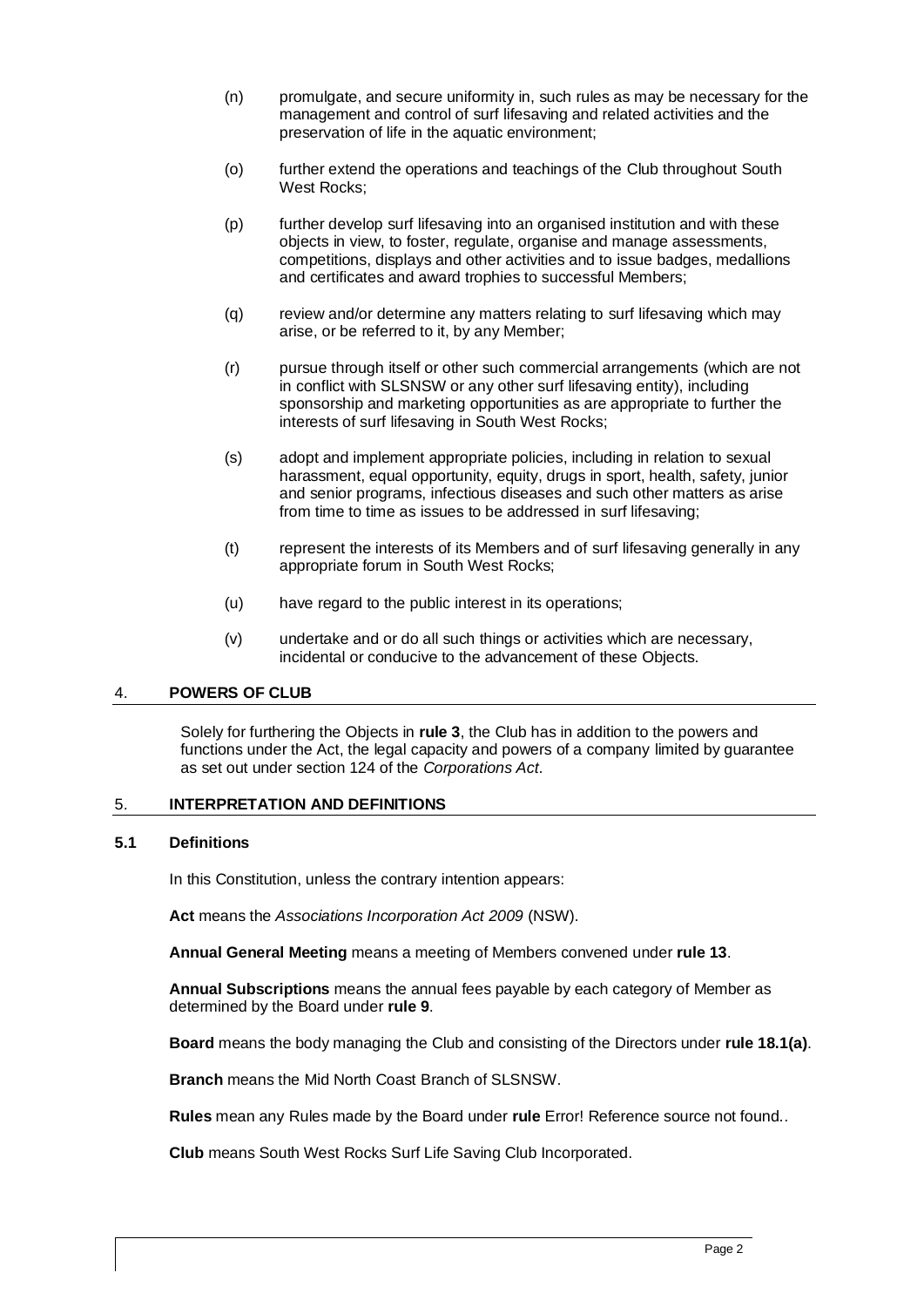(n) promulgate, and secure uniformity in, such rules as may be necessary for the management and control of surf lifesaving and related activities and the preservation of life in the aquatic environment;

(o) further extend the operations and teachings of the Club throughout South West Rocks;

(p) further develop surf lifesaving into an organised institution and with these objects in view, to foster, regulate, organise and manage assessments, competitions, displays and other activities and to issue badges, medallions and certificates and award trophies to successful Members;

(q) review and/or determine any matters relating to surf lifesaving which may arise, or be referred to it, by any Member;

(r) pursue through itself or other such commercial arrangements (which are not in conflict with SLSNSW or any other surf lifesaving entity), including sponsorship and marketing opportunities as are appropriate to further the interests of surf lifesaving in South West Rocks;

(s) adopt and implement appropriate policies, including in relation to sexual harassment, equal opportunity, equity, drugs in sport, health, safety, junior and senior programs, infectious diseases and such other matters as arise from time to time as issues to be addressed in surf lifesaving;

(t) represent the interests of its Members and of surf lifesaving generally in any appropriate forum in South West Rocks;

(u) have regard to the public interest in its operations;

(v) undertake and or do all such things or activities which are necessary, incidental or conducive to the advancement of these Objects.

## 4. POWERS OF CLUB

Solely for furthering the Objects in **rule 3**, the Club has in addition to the powers and functions under the Act, the legal capacity and powers of a company limited by guarantee as set out under section 124 of the *Corporations Act*.

## 5. INTERPRETATION AND DEFINITIONS

### 5.1 Definitions

In this Constitution, unless the contrary intention appears:

**Act** means the *Associations Incorporation Act 2009* (NSW).

**Annual General Meeting** means a meeting of Members convened under **rule 13**.

**Annual Subscriptions** means the annual fees payable by each category of Member as determined by the Board under **rule 9**.

**Board** means the body managing the Club and consisting of the Directors under **rule 18.1(a)**.

**Branch** means the Mid North Coast Branch of SLSNSW.

**Rules** mean any Rules made by the Board under **rule** Error! Reference source not found..

**Club** means South West Rocks Surf Life Saving Club Incorporated.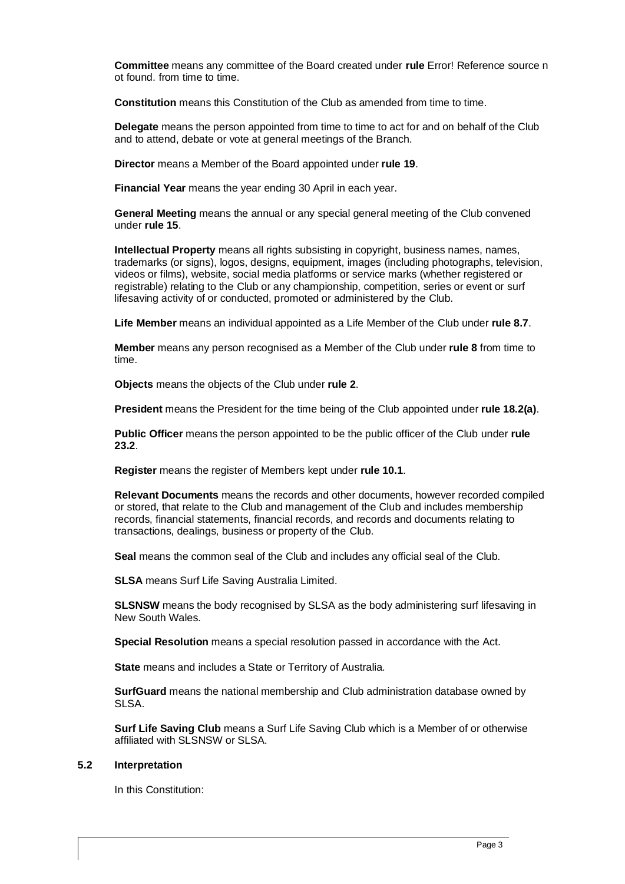**Committee** means any committee of the Board created under **rule** Error! Reference source n ot found. from time to time.

**Constitution** means this Constitution of the Club as amended from time to time.

**Delegate** means the person appointed from time to time to act for and on behalf of the Club and to attend, debate or vote at general meetings of the Branch.

**Director** means a Member of the Board appointed under **rule 19**.

**Financial Year** means the year ending 30 April in each year.

**General Meeting** means the annual or any special general meeting of the Club convened under **rule 15**.

**Intellectual Property** means all rights subsisting in copyright, business names, names, trademarks (or signs), logos, designs, equipment, images (including photographs, television, videos or films), website, social media platforms or service marks (whether registered or registrable) relating to the Club or any championship, competition, series or event or surf lifesaving activity of or conducted, promoted or administered by the Club.

**Life Member** means an individual appointed as a Life Member of the Club under **rule 8.7**.

**Member** means any person recognised as a Member of the Club under **rule 8** from time to time.

**Objects** means the objects of the Club under **rule 2**.

**President** means the President for the time being of the Club appointed under **rule 18.2(a)**.

**Public Officer** means the person appointed to be the public officer of the Club under **rule 23.2**.

**Register** means the register of Members kept under **rule 10.1**.

**Relevant Documents** means the records and other documents, however recorded compiled or stored, that relate to the Club and management of the Club and includes membership records, financial statements, financial records, and records and documents relating to transactions, dealings, business or property of the Club.

**Seal** means the common seal of the Club and includes any official seal of the Club.

**SLSA** means Surf Life Saving Australia Limited.

**SLSNSW** means the body recognised by SLSA as the body administering surf lifesaving in New South Wales.

**Special Resolution** means a special resolution passed in accordance with the Act.

**State** means and includes a State or Territory of Australia.

**SurfGuard** means the national membership and Club administration database owned by SLSA.

**Surf Life Saving Club** means a Surf Life Saving Club which is a Member of or otherwise affiliated with SLSNSW or SLSA.

### 5.2 Interpretation

In this Constitution: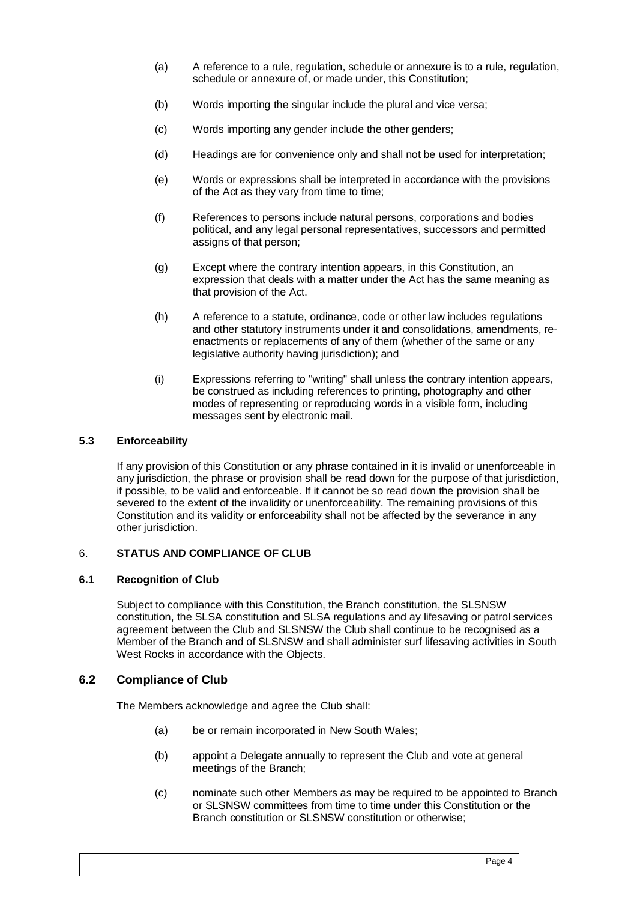(a) A reference to a rule, regulation, schedule or annexure is to a rule, regulation, schedule or annexure of, or made under, this Constitution;

(b) Words importing the singular include the plural and vice versa;

(c) Words importing any gender include the other genders;

(d) Headings are for convenience only and shall not be used for interpretation;

(e) Words or expressions shall be interpreted in accordance with the provisions of the Act as they vary from time to time;

(f) References to persons include natural persons, corporations and bodies political, and any legal personal representatives, successors and permitted assigns of that person;

(g) Except where the contrary intention appears, in this Constitution, an expression that deals with a matter under the Act has the same meaning as that provision of the Act.

(h) A reference to a statute, ordinance, code or other law includes regulations and other statutory instruments under it and consolidations, amendments, re-enactments or replacements of any of them (whether of the same or any legislative authority having jurisdiction); and

(i) Expressions referring to "writing" shall unless the contrary intention appears, be construed as including references to printing, photography and other modes of representing or reproducing words in a visible form, including messages sent by electronic mail.

### 5.3 Enforceability

If any provision of this Constitution or any phrase contained in it is invalid or unenforceable in any jurisdiction, the phrase or provision shall be read down for the purpose of that jurisdiction, if possible, to be valid and enforceable. If it cannot be so read down the provision shall be severed to the extent of the invalidity or unenforceability. The remaining provisions of this Constitution and its validity or enforceability shall not be affected by the severance in any other jurisdiction.

## 6. STATUS AND COMPLIANCE OF CLUB

### 6.1 Recognition of Club

Subject to compliance with this Constitution, the Branch constitution, the SLSNSW constitution, the SLSA constitution and SLSA regulations and ay lifesaving or patrol services agreement between the Club and SLSNSW the Club shall continue to be recognised as a Member of the Branch and of SLSNSW and shall administer surf lifesaving activities in South West Rocks in accordance with the Objects.

### 6.2 Compliance of Club

The Members acknowledge and agree the Club shall:

(a) be or remain incorporated in New South Wales;

(b) appoint a Delegate annually to represent the Club and vote at general meetings of the Branch;

(c) nominate such other Members as may be required to be appointed to Branch or SLSNSW committees from time to time under this Constitution or the Branch constitution or SLSNSW constitution or otherwise;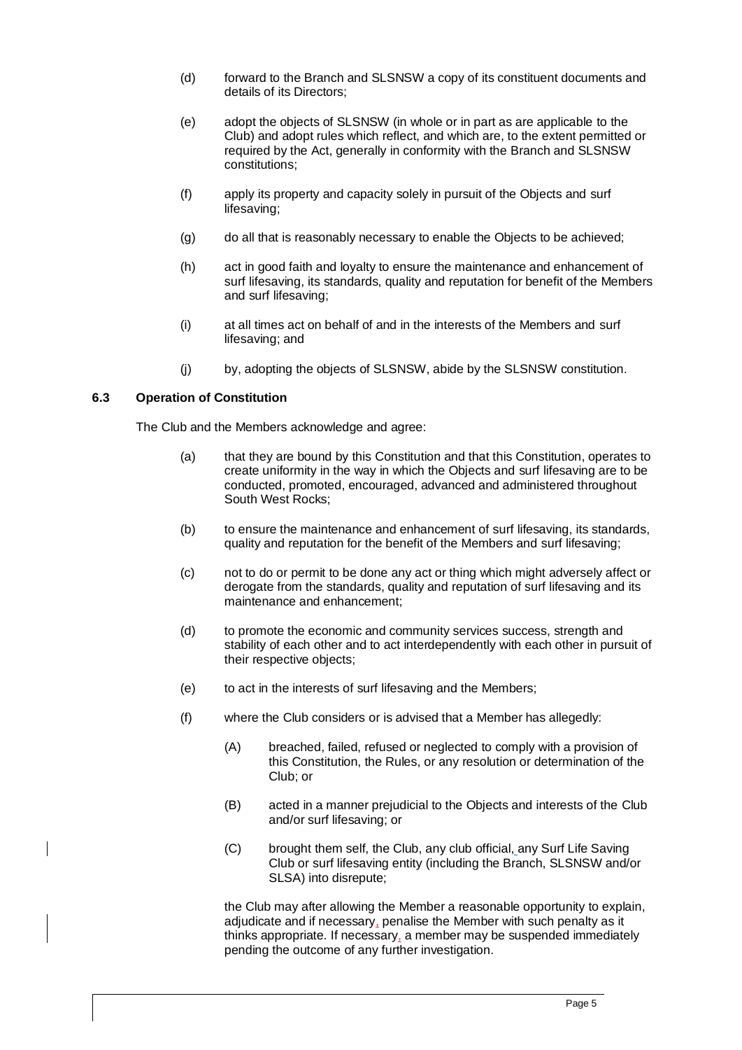(d) forward to the Branch and SLSNSW a copy of its constituent documents and details of its Directors;

(e) adopt the objects of SLSNSW (in whole or in part as are applicable to the Club) and adopt rules which reflect, and which are, to the extent permitted or required by the Act, generally in conformity with the Branch and SLSNSW constitutions;

(f) apply its property and capacity solely in pursuit of the Objects and surf lifesaving;

(g) do all that is reasonably necessary to enable the Objects to be achieved;

(h) act in good faith and loyalty to ensure the maintenance and enhancement of surf lifesaving, its standards, quality and reputation for benefit of the Members and surf lifesaving;

(i) at all times act on behalf of and in the interests of the Members and surf lifesaving; and

(j) by, adopting the objects of SLSNSW, abide by the SLSNSW constitution.

### 6.3 Operation of Constitution

The Club and the Members acknowledge and agree:

(a) that they are bound by this Constitution and that this Constitution, operates to create uniformity in the way in which the Objects and surf lifesaving are to be conducted, promoted, encouraged, advanced and administered throughout South West Rocks;

(b) to ensure the maintenance and enhancement of surf lifesaving, its standards, quality and reputation for the benefit of the Members and surf lifesaving;

(c) not to do or permit to be done any act or thing which might adversely affect or derogate from the standards, quality and reputation of surf lifesaving and its maintenance and enhancement;

(d) to promote the economic and community services success, strength and stability of each other and to act interdependently with each other in pursuit of their respective objects;

(e) to act in the interests of surf lifesaving and the Members;

(f) where the Club considers or is advised that a Member has allegedly:

(A) breached, failed, refused or neglected to comply with a provision of this Constitution, the Rules, or any resolution or determination of the Club; or

(B) acted in a manner prejudicial to the Objects and interests of the Club and/or surf lifesaving; or

(C) brought them self, the Club, any club official, any Surf Life Saving Club or surf lifesaving entity (including the Branch, SLSNSW and/or SLSA) into disrepute;

the Club may after allowing the Member a reasonable opportunity to explain, adjudicate and if necessary, penalise the Member with such penalty as it thinks appropriate. If necessary, a member may be suspended immediately pending the outcome of any further investigation.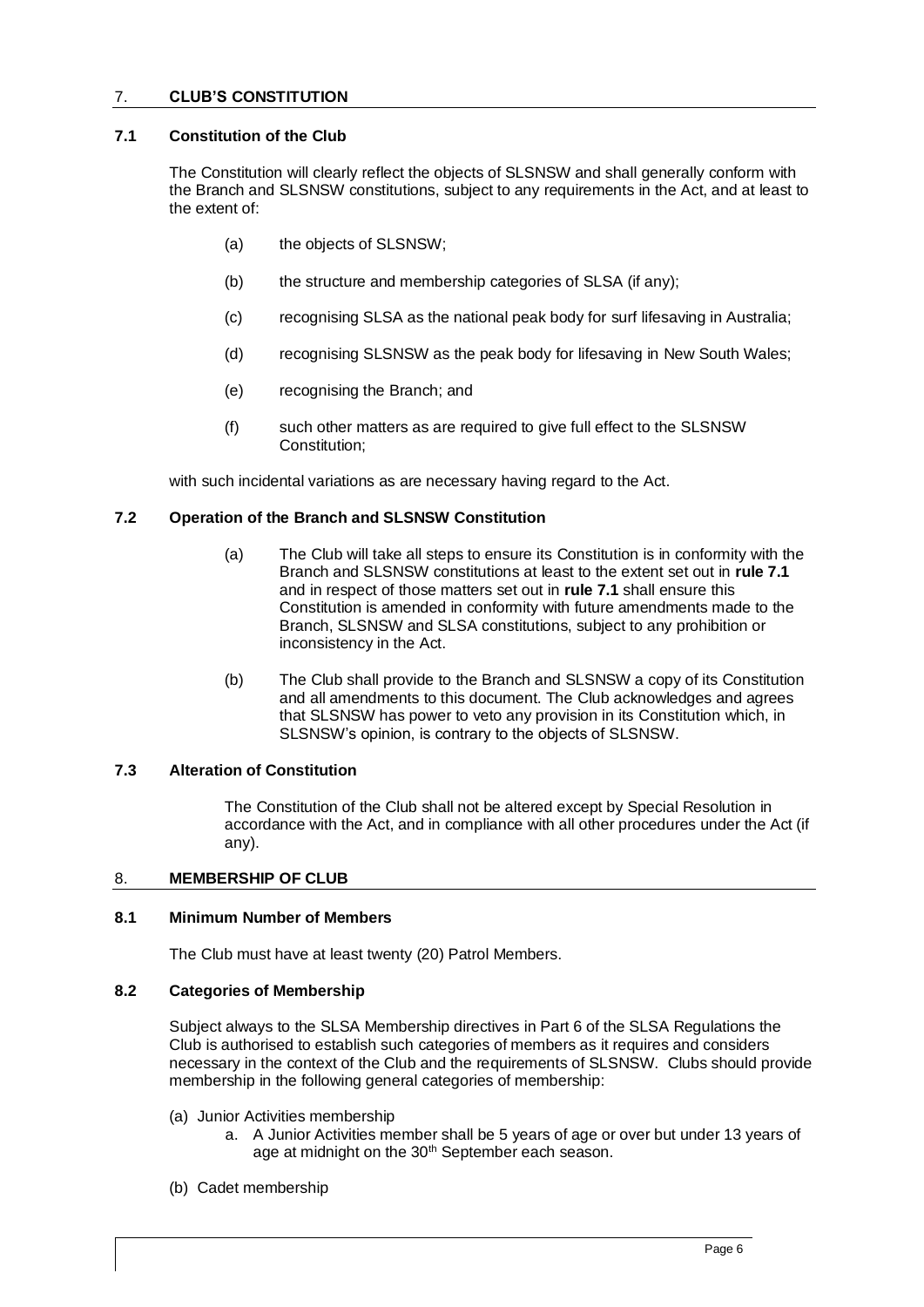## 7. CLUB'S CONSTITUTION

### 7.1 Constitution of the Club

The Constitution will clearly reflect the objects of SLSNSW and shall generally conform with the Branch and SLSNSW constitutions, subject to any requirements in the Act, and at least to the extent of:

- (a) the objects of SLSNSW;
- (b) the structure and membership categories of SLSA (if any);
- (c) recognising SLSA as the national peak body for surf lifesaving in Australia;
- (d) recognising SLSNSW as the peak body for lifesaving in New South Wales;
- (e) recognising the Branch; and
- (f) such other matters as are required to give full effect to the SLSNSW Constitution;

with such incidental variations as are necessary having regard to the Act.

### 7.2 Operation of the Branch and SLSNSW Constitution

- (a) The Club will take all steps to ensure its Constitution is in conformity with the Branch and SLSNSW constitutions at least to the extent set out in **rule 7.1** and in respect of those matters set out in **rule 7.1** shall ensure this Constitution is amended in conformity with future amendments made to the Branch, SLSNSW and SLSA constitutions, subject to any prohibition or inconsistency in the Act.
- (b) The Club shall provide to the Branch and SLSNSW a copy of its Constitution and all amendments to this document. The Club acknowledges and agrees that SLSNSW has power to veto any provision in its Constitution which, in SLSNSW's opinion, is contrary to the objects of SLSNSW.

### 7.3 Alteration of Constitution

The Constitution of the Club shall not be altered except by Special Resolution in accordance with the Act, and in compliance with all other procedures under the Act (if any).

## 8. MEMBERSHIP OF CLUB

### 8.1 Minimum Number of Members

The Club must have at least twenty (20) Patrol Members.

### 8.2 Categories of Membership

Subject always to the SLSA Membership directives in Part 6 of the SLSA Regulations the Club is authorised to establish such categories of members as it requires and considers necessary in the context of the Club and the requirements of SLSNSW. Clubs should provide membership in the following general categories of membership:

(a) Junior Activities membership

- a. A Junior Activities member shall be 5 years of age or over but under 13 years of age at midnight on the 30th September each season.

(b) Cadet membership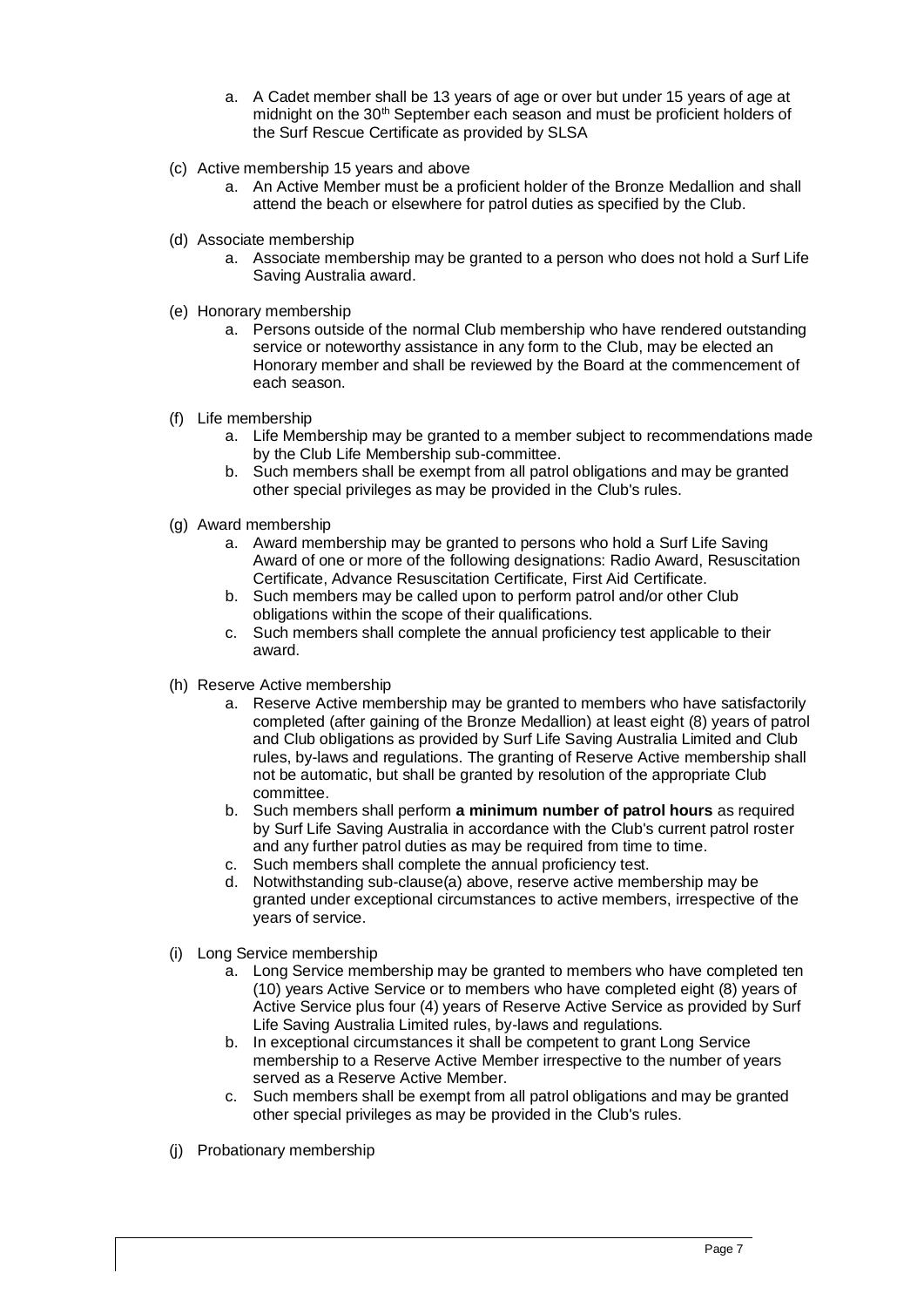a. A Cadet member shall be 13 years of age or over but under 15 years of age at midnight on the 30th September each season and must be proficient holders of the Surf Rescue Certificate as provided by SLSA

(c) Active membership 15 years and above
   a. An Active Member must be a proficient holder of the Bronze Medallion and shall attend the beach or elsewhere for patrol duties as specified by the Club.

(d) Associate membership
   a. Associate membership may be granted to a person who does not hold a Surf Life Saving Australia award.

(e) Honorary membership
   a. Persons outside of the normal Club membership who have rendered outstanding service or noteworthy assistance in any form to the Club, may be elected an Honorary member and shall be reviewed by the Board at the commencement of each season.

(f) Life membership
   a. Life Membership may be granted to a member subject to recommendations made by the Club Life Membership sub-committee.
   b. Such members shall be exempt from all patrol obligations and may be granted other special privileges as may be provided in the Club's rules.

(g) Award membership
   a. Award membership may be granted to persons who hold a Surf Life Saving Award of one or more of the following designations: Radio Award, Resuscitation Certificate, Advance Resuscitation Certificate, First Aid Certificate.
   b. Such members may be called upon to perform patrol and/or other Club obligations within the scope of their qualifications.
   c. Such members shall complete the annual proficiency test applicable to their award.

(h) Reserve Active membership
   a. Reserve Active membership may be granted to members who have satisfactorily completed (after gaining of the Bronze Medallion) at least eight (8) years of patrol and Club obligations as provided by Surf Life Saving Australia Limited and Club rules, by-laws and regulations. The granting of Reserve Active membership shall not be automatic, but shall be granted by resolution of the appropriate Club committee.
   b. Such members shall perform **a minimum number of patrol hours** as required by Surf Life Saving Australia in accordance with the Club's current patrol roster and any further patrol duties as may be required from time to time.
   c. Such members shall complete the annual proficiency test.
   d. Notwithstanding sub-clause(a) above, reserve active membership may be granted under exceptional circumstances to active members, irrespective of the years of service.

(i) Long Service membership
   a. Long Service membership may be granted to members who have completed ten (10) years Active Service or to members who have completed eight (8) years of Active Service plus four (4) years of Reserve Active Service as provided by Surf Life Saving Australia Limited rules, by-laws and regulations.
   b. In exceptional circumstances it shall be competent to grant Long Service membership to a Reserve Active Member irrespective to the number of years served as a Reserve Active Member.
   c. Such members shall be exempt from all patrol obligations and may be granted other special privileges as may be provided in the Club's rules.

(j) Probationary membership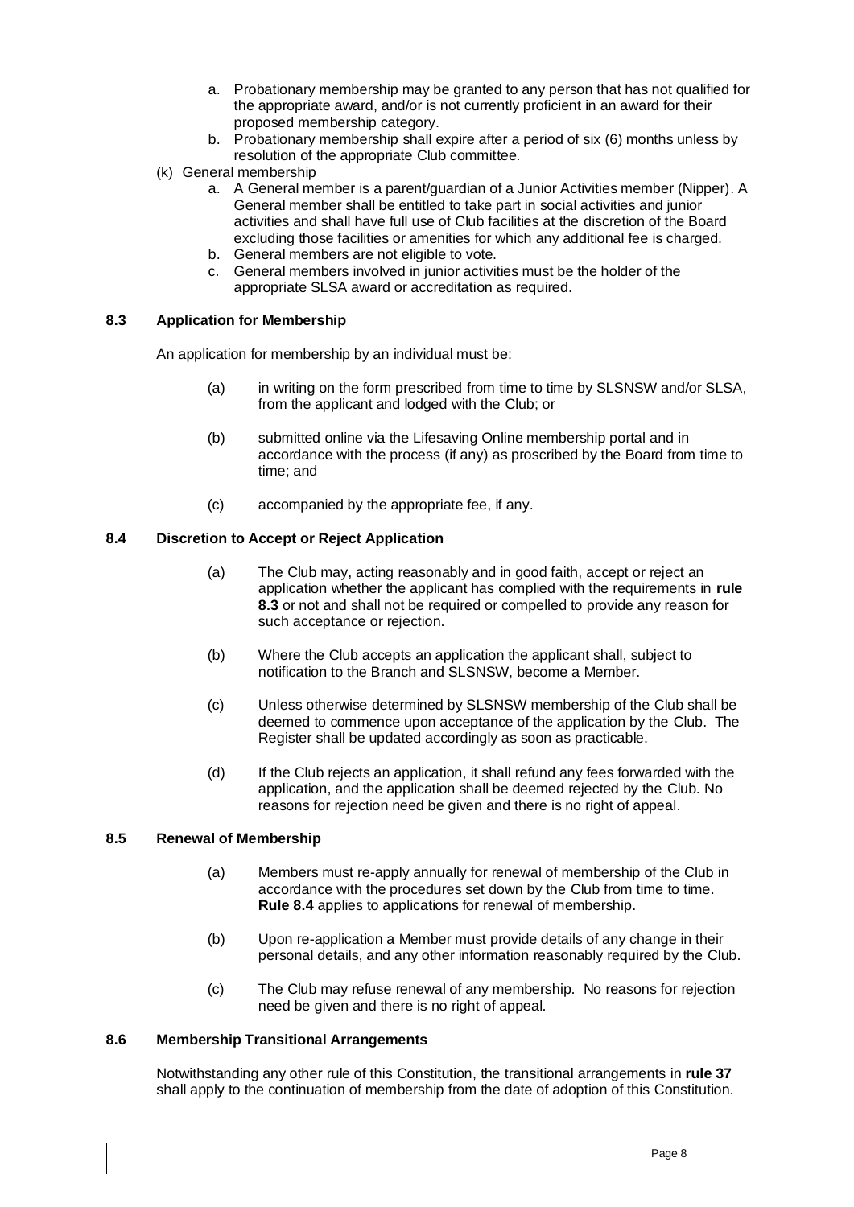a. Probationary membership may be granted to any person that has not qualified for the appropriate award, and/or is not currently proficient in an award for their proposed membership category.
b. Probationary membership shall expire after a period of six (6) months unless by resolution of the appropriate Club committee.

(k) General membership

a. A General member is a parent/guardian of a Junior Activities member (Nipper). A General member shall be entitled to take part in social activities and junior activities and shall have full use of Club facilities at the discretion of the Board excluding those facilities or amenities for which any additional fee is charged.
b. General members are not eligible to vote.
c. General members involved in junior activities must be the holder of the appropriate SLSA award or accreditation as required.

### 8.3 Application for Membership

An application for membership by an individual must be:

(a) in writing on the form prescribed from time to time by SLSNSW and/or SLSA, from the applicant and lodged with the Club; or

(b) submitted online via the Lifesaving Online membership portal and in accordance with the process (if any) as proscribed by the Board from time to time; and

(c) accompanied by the appropriate fee, if any.

### 8.4 Discretion to Accept or Reject Application

(a) The Club may, acting reasonably and in good faith, accept or reject an application whether the applicant has complied with the requirements in **rule 8.3** or not and shall not be required or compelled to provide any reason for such acceptance or rejection.

(b) Where the Club accepts an application the applicant shall, subject to notification to the Branch and SLSNSW, become a Member.

(c) Unless otherwise determined by SLSNSW membership of the Club shall be deemed to commence upon acceptance of the application by the Club. The Register shall be updated accordingly as soon as practicable.

(d) If the Club rejects an application, it shall refund any fees forwarded with the application, and the application shall be deemed rejected by the Club. No reasons for rejection need be given and there is no right of appeal.

### 8.5 Renewal of Membership

(a) Members must re-apply annually for renewal of membership of the Club in accordance with the procedures set down by the Club from time to time. **Rule 8.4** applies to applications for renewal of membership.

(b) Upon re-application a Member must provide details of any change in their personal details, and any other information reasonably required by the Club.

(c) The Club may refuse renewal of any membership. No reasons for rejection need be given and there is no right of appeal.

### 8.6 Membership Transitional Arrangements

Notwithstanding any other rule of this Constitution, the transitional arrangements in **rule 37** shall apply to the continuation of membership from the date of adoption of this Constitution.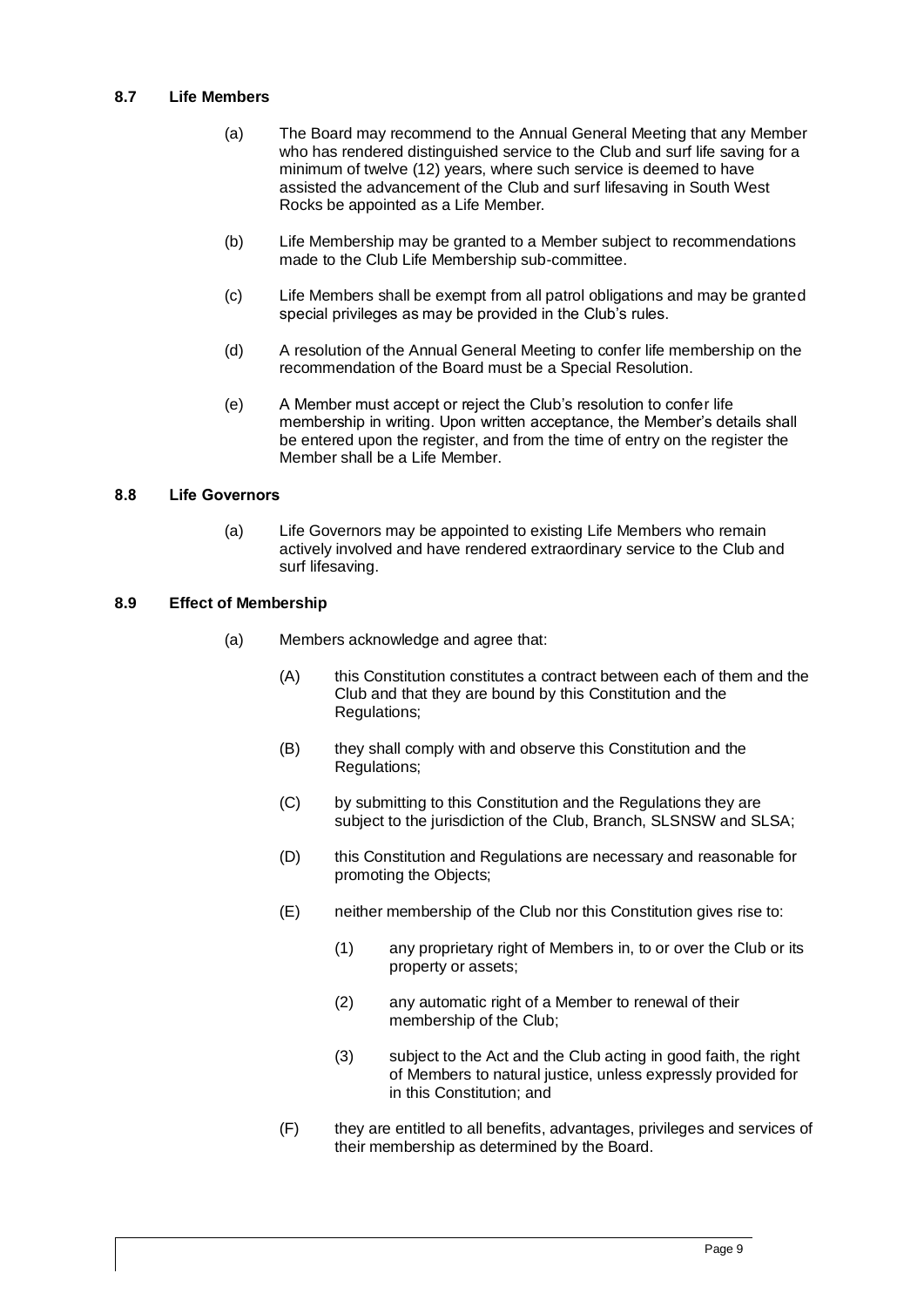### 8.7 Life Members

(a) The Board may recommend to the Annual General Meeting that any Member who has rendered distinguished service to the Club and surf life saving for a minimum of twelve (12) years, where such service is deemed to have assisted the advancement of the Club and surf lifesaving in South West Rocks be appointed as a Life Member.

(b) Life Membership may be granted to a Member subject to recommendations made to the Club Life Membership sub-committee.

(c) Life Members shall be exempt from all patrol obligations and may be granted special privileges as may be provided in the Club's rules.

(d) A resolution of the Annual General Meeting to confer life membership on the recommendation of the Board must be a Special Resolution.

(e) A Member must accept or reject the Club's resolution to confer life membership in writing. Upon written acceptance, the Member's details shall be entered upon the register, and from the time of entry on the register the Member shall be a Life Member.

### 8.8 Life Governors

(a) Life Governors may be appointed to existing Life Members who remain actively involved and have rendered extraordinary service to the Club and surf lifesaving.

### 8.9 Effect of Membership

(a) Members acknowledge and agree that:

(A) this Constitution constitutes a contract between each of them and the Club and that they are bound by this Constitution and the Regulations;

(B) they shall comply with and observe this Constitution and the Regulations;

(C) by submitting to this Constitution and the Regulations they are subject to the jurisdiction of the Club, Branch, SLSNSW and SLSA;

(D) this Constitution and Regulations are necessary and reasonable for promoting the Objects;

(E) neither membership of the Club nor this Constitution gives rise to:

(1) any proprietary right of Members in, to or over the Club or its property or assets;

(2) any automatic right of a Member to renewal of their membership of the Club;

(3) subject to the Act and the Club acting in good faith, the right of Members to natural justice, unless expressly provided for in this Constitution; and

(F) they are entitled to all benefits, advantages, privileges and services of their membership as determined by the Board.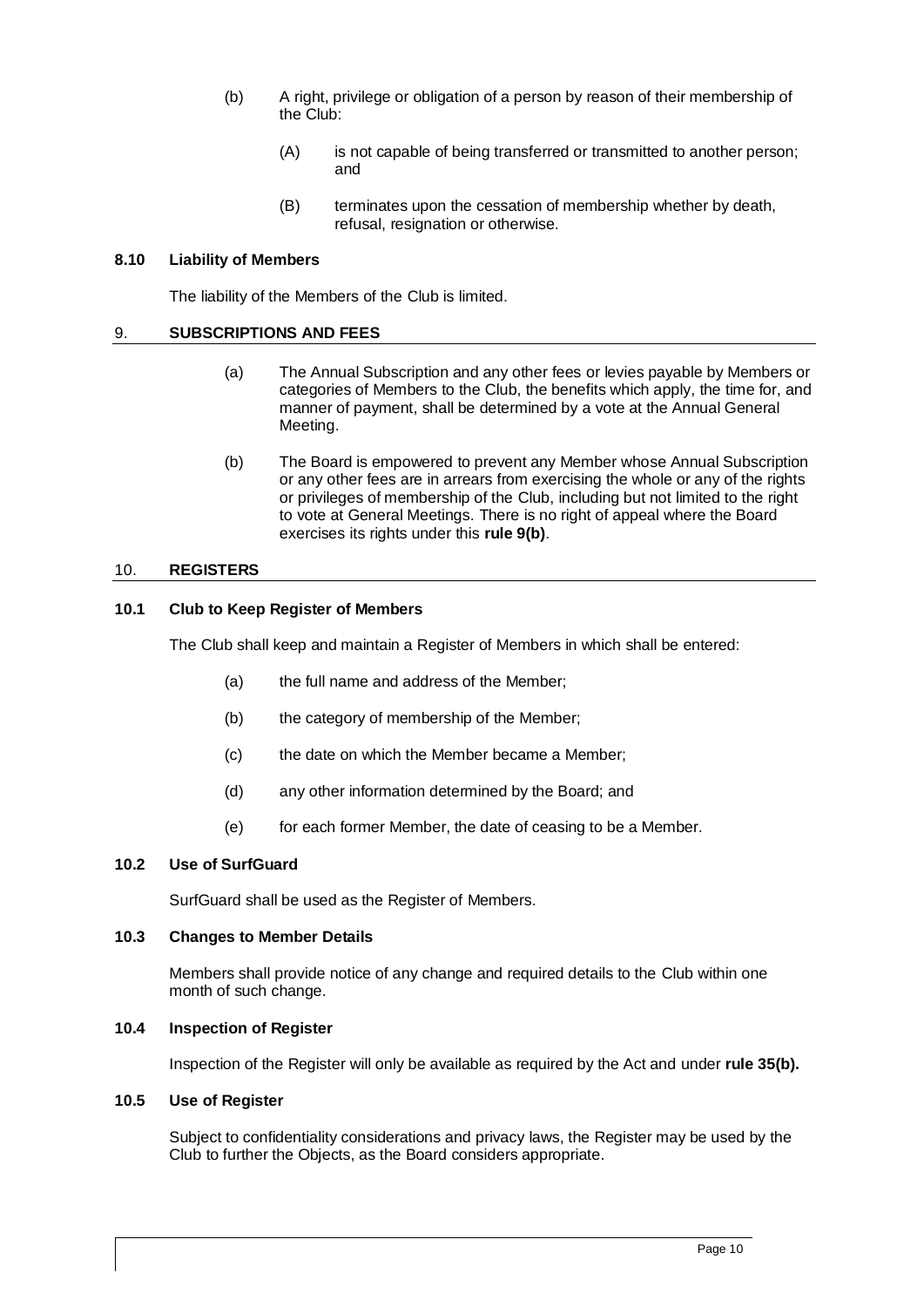(b) A right, privilege or obligation of a person by reason of their membership of the Club:

  (A) is not capable of being transferred or transmitted to another person; and

  (B) terminates upon the cessation of membership whether by death, refusal, resignation or otherwise.

### 8.10 Liability of Members

The liability of the Members of the Club is limited.

## 9. SUBSCRIPTIONS AND FEES

(a) The Annual Subscription and any other fees or levies payable by Members or categories of Members to the Club, the benefits which apply, the time for, and manner of payment, shall be determined by a vote at the Annual General Meeting.

(b) The Board is empowered to prevent any Member whose Annual Subscription or any other fees are in arrears from exercising the whole or any of the rights or privileges of membership of the Club, including but not limited to the right to vote at General Meetings. There is no right of appeal where the Board exercises its rights under this **rule 9(b)**.

## 10. REGISTERS

### 10.1 Club to Keep Register of Members

The Club shall keep and maintain a Register of Members in which shall be entered:

(a) the full name and address of the Member;

(b) the category of membership of the Member;

(c) the date on which the Member became a Member;

(d) any other information determined by the Board; and

(e) for each former Member, the date of ceasing to be a Member.

### 10.2 Use of SurfGuard

SurfGuard shall be used as the Register of Members.

### 10.3 Changes to Member Details

Members shall provide notice of any change and required details to the Club within one month of such change.

### 10.4 Inspection of Register

Inspection of the Register will only be available as required by the Act and under **rule 35(b).**

### 10.5 Use of Register

Subject to confidentiality considerations and privacy laws, the Register may be used by the Club to further the Objects, as the Board considers appropriate.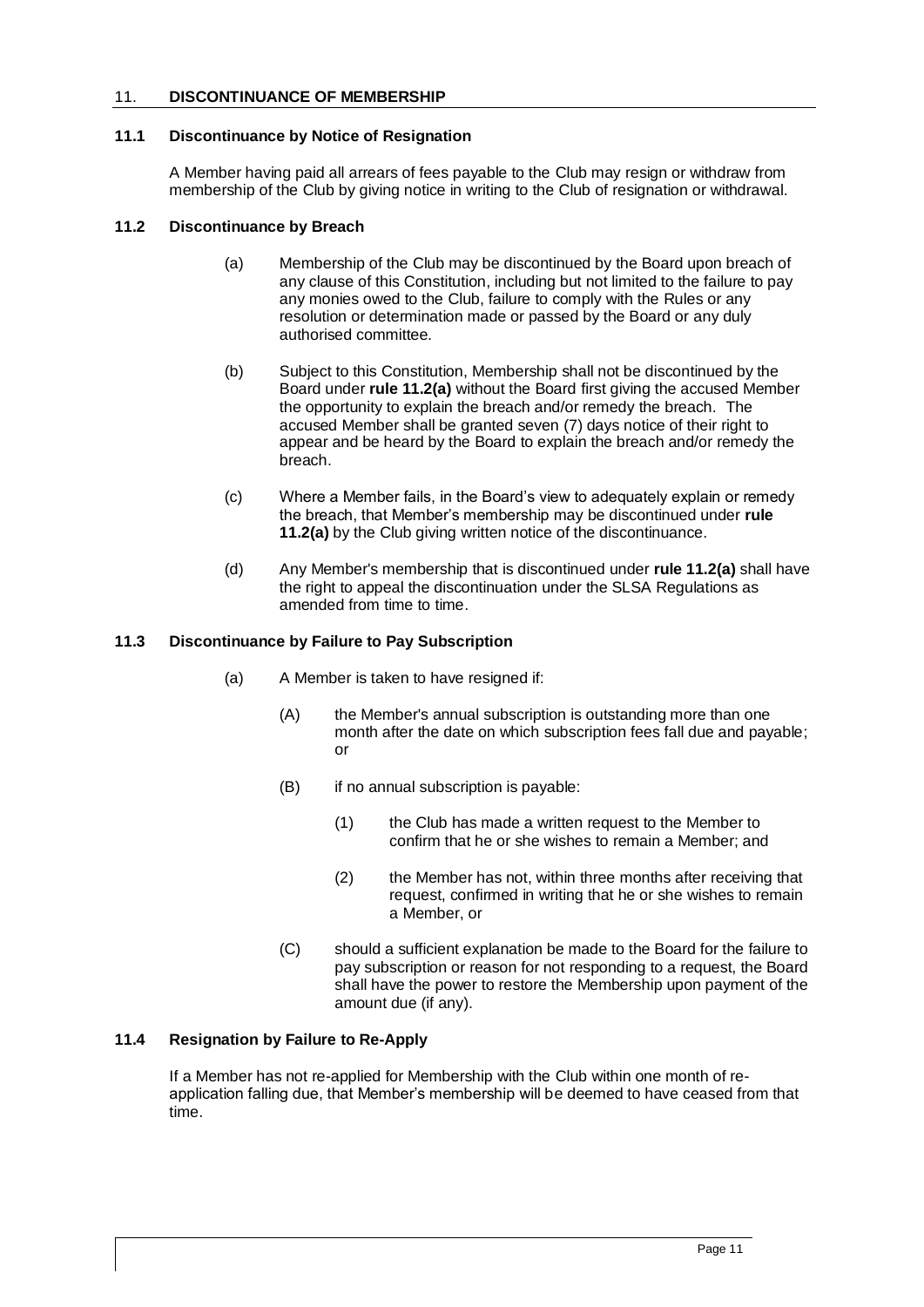## 11. DISCONTINUANCE OF MEMBERSHIP

### 11.1 Discontinuance by Notice of Resignation

A Member having paid all arrears of fees payable to the Club may resign or withdraw from membership of the Club by giving notice in writing to the Club of resignation or withdrawal.

### 11.2 Discontinuance by Breach

(a) Membership of the Club may be discontinued by the Board upon breach of any clause of this Constitution, including but not limited to the failure to pay any monies owed to the Club, failure to comply with the Rules or any resolution or determination made or passed by the Board or any duly authorised committee.

(b) Subject to this Constitution, Membership shall not be discontinued by the Board under **rule 11.2(a)** without the Board first giving the accused Member the opportunity to explain the breach and/or remedy the breach. The accused Member shall be granted seven (7) days notice of their right to appear and be heard by the Board to explain the breach and/or remedy the breach.

(c) Where a Member fails, in the Board's view to adequately explain or remedy the breach, that Member's membership may be discontinued under **rule 11.2(a)** by the Club giving written notice of the discontinuance.

(d) Any Member's membership that is discontinued under **rule 11.2(a)** shall have the right to appeal the discontinuation under the SLSA Regulations as amended from time to time.

### 11.3 Discontinuance by Failure to Pay Subscription

(a) A Member is taken to have resigned if:

   (A) the Member's annual subscription is outstanding more than one month after the date on which subscription fees fall due and payable; or

   (B) if no annual subscription is payable:

      (1) the Club has made a written request to the Member to confirm that he or she wishes to remain a Member; and

      (2) the Member has not, within three months after receiving that request, confirmed in writing that he or she wishes to remain a Member, or

   (C) should a sufficient explanation be made to the Board for the failure to pay subscription or reason for not responding to a request, the Board shall have the power to restore the Membership upon payment of the amount due (if any).

### 11.4 Resignation by Failure to Re-Apply

If a Member has not re-applied for Membership with the Club within one month of re-application falling due, that Member's membership will be deemed to have ceased from that time.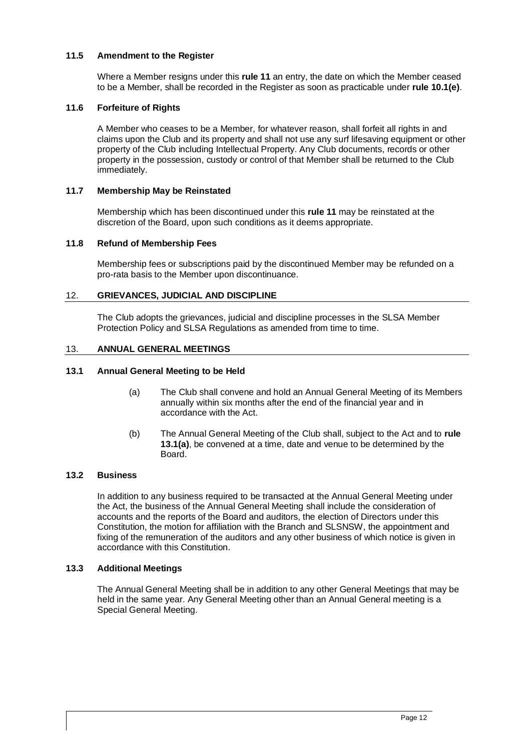### 11.5 Amendment to the Register

Where a Member resigns under this **rule 11** an entry, the date on which the Member ceased to be a Member, shall be recorded in the Register as soon as practicable under **rule 10.1(e)**.

### 11.6 Forfeiture of Rights

A Member who ceases to be a Member, for whatever reason, shall forfeit all rights in and claims upon the Club and its property and shall not use any surf lifesaving equipment or other property of the Club including Intellectual Property. Any Club documents, records or other property in the possession, custody or control of that Member shall be returned to the Club immediately.

### 11.7 Membership May be Reinstated

Membership which has been discontinued under this **rule 11** may be reinstated at the discretion of the Board, upon such conditions as it deems appropriate.

### 11.8 Refund of Membership Fees

Membership fees or subscriptions paid by the discontinued Member may be refunded on a pro-rata basis to the Member upon discontinuance.

## 12. GRIEVANCES, JUDICIAL AND DISCIPLINE

The Club adopts the grievances, judicial and discipline processes in the SLSA Member Protection Policy and SLSA Regulations as amended from time to time.

## 13. ANNUAL GENERAL MEETINGS

### 13.1 Annual General Meeting to be Held

(a) The Club shall convene and hold an Annual General Meeting of its Members annually within six months after the end of the financial year and in accordance with the Act.

(b) The Annual General Meeting of the Club shall, subject to the Act and to **rule 13.1(a)**, be convened at a time, date and venue to be determined by the Board.

### 13.2 Business

In addition to any business required to be transacted at the Annual General Meeting under the Act, the business of the Annual General Meeting shall include the consideration of accounts and the reports of the Board and auditors, the election of Directors under this Constitution, the motion for affiliation with the Branch and SLSNSW, the appointment and fixing of the remuneration of the auditors and any other business of which notice is given in accordance with this Constitution.

### 13.3 Additional Meetings

The Annual General Meeting shall be in addition to any other General Meetings that may be held in the same year. Any General Meeting other than an Annual General meeting is a Special General Meeting.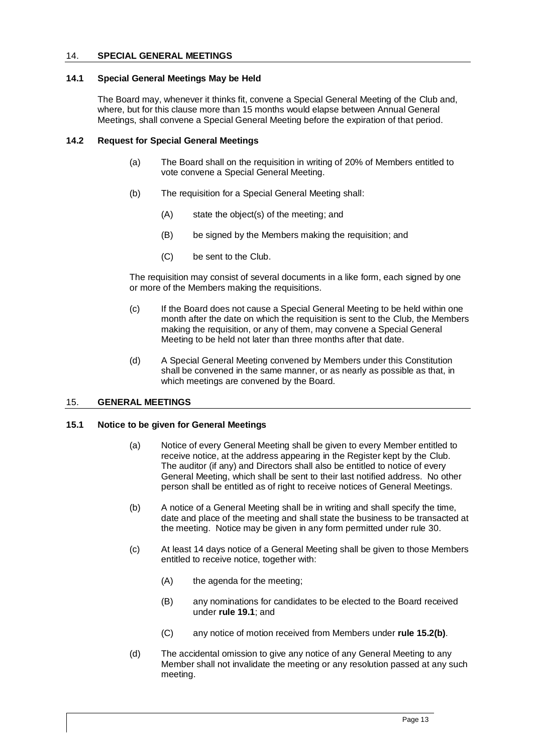## 14. SPECIAL GENERAL MEETINGS

### 14.1 Special General Meetings May be Held

The Board may, whenever it thinks fit, convene a Special General Meeting of the Club and, where, but for this clause more than 15 months would elapse between Annual General Meetings, shall convene a Special General Meeting before the expiration of that period.

### 14.2 Request for Special General Meetings

(a) The Board shall on the requisition in writing of 20% of Members entitled to vote convene a Special General Meeting.

(b) The requisition for a Special General Meeting shall:

(A) state the object(s) of the meeting; and

(B) be signed by the Members making the requisition; and

(C) be sent to the Club.

The requisition may consist of several documents in a like form, each signed by one or more of the Members making the requisitions.

(c) If the Board does not cause a Special General Meeting to be held within one month after the date on which the requisition is sent to the Club, the Members making the requisition, or any of them, may convene a Special General Meeting to be held not later than three months after that date.

(d) A Special General Meeting convened by Members under this Constitution shall be convened in the same manner, or as nearly as possible as that, in which meetings are convened by the Board.

## 15. GENERAL MEETINGS

### 15.1 Notice to be given for General Meetings

(a) Notice of every General Meeting shall be given to every Member entitled to receive notice, at the address appearing in the Register kept by the Club. The auditor (if any) and Directors shall also be entitled to notice of every General Meeting, which shall be sent to their last notified address. No other person shall be entitled as of right to receive notices of General Meetings.

(b) A notice of a General Meeting shall be in writing and shall specify the time, date and place of the meeting and shall state the business to be transacted at the meeting. Notice may be given in any form permitted under rule 30.

(c) At least 14 days notice of a General Meeting shall be given to those Members entitled to receive notice, together with:

(A) the agenda for the meeting;

(B) any nominations for candidates to be elected to the Board received under **rule 19.1**; and

(C) any notice of motion received from Members under **rule 15.2(b)**.

(d) The accidental omission to give any notice of any General Meeting to any Member shall not invalidate the meeting or any resolution passed at any such meeting.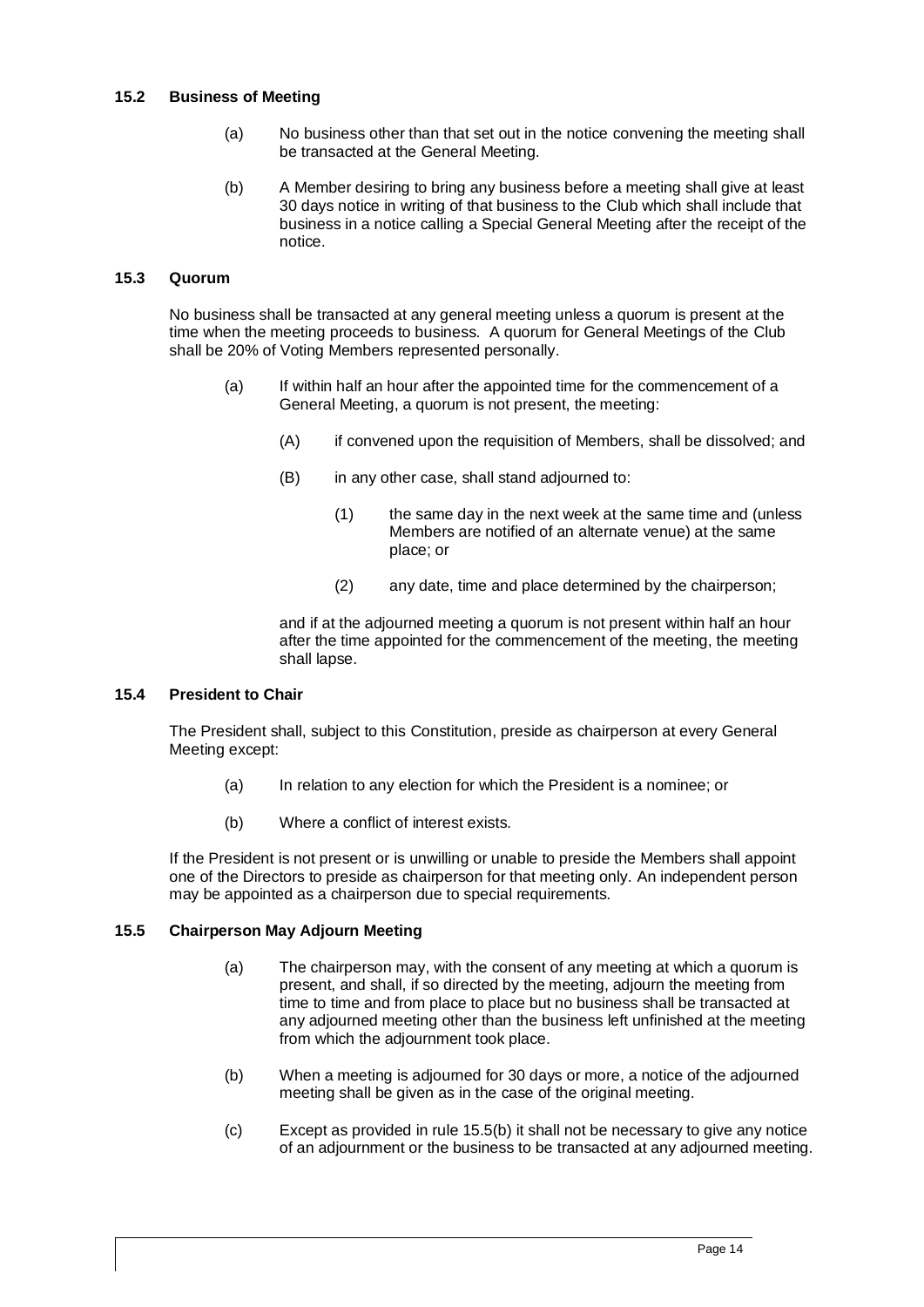### 15.2 Business of Meeting

(a) No business other than that set out in the notice convening the meeting shall be transacted at the General Meeting.

(b) A Member desiring to bring any business before a meeting shall give at least 30 days notice in writing of that business to the Club which shall include that business in a notice calling a Special General Meeting after the receipt of the notice.

### 15.3 Quorum

No business shall be transacted at any general meeting unless a quorum is present at the time when the meeting proceeds to business. A quorum for General Meetings of the Club shall be 20% of Voting Members represented personally.

(a) If within half an hour after the appointed time for the commencement of a General Meeting, a quorum is not present, the meeting:

(A) if convened upon the requisition of Members, shall be dissolved; and

(B) in any other case, shall stand adjourned to:

(1) the same day in the next week at the same time and (unless Members are notified of an alternate venue) at the same place; or

(2) any date, time and place determined by the chairperson;

and if at the adjourned meeting a quorum is not present within half an hour after the time appointed for the commencement of the meeting, the meeting shall lapse.

### 15.4 President to Chair

The President shall, subject to this Constitution, preside as chairperson at every General Meeting except:

(a) In relation to any election for which the President is a nominee; or

(b) Where a conflict of interest exists.

If the President is not present or is unwilling or unable to preside the Members shall appoint one of the Directors to preside as chairperson for that meeting only. An independent person may be appointed as a chairperson due to special requirements.

### 15.5 Chairperson May Adjourn Meeting

(a) The chairperson may, with the consent of any meeting at which a quorum is present, and shall, if so directed by the meeting, adjourn the meeting from time to time and from place to place but no business shall be transacted at any adjourned meeting other than the business left unfinished at the meeting from which the adjournment took place.

(b) When a meeting is adjourned for 30 days or more, a notice of the adjourned meeting shall be given as in the case of the original meeting.

(c) Except as provided in rule 15.5(b) it shall not be necessary to give any notice of an adjournment or the business to be transacted at any adjourned meeting.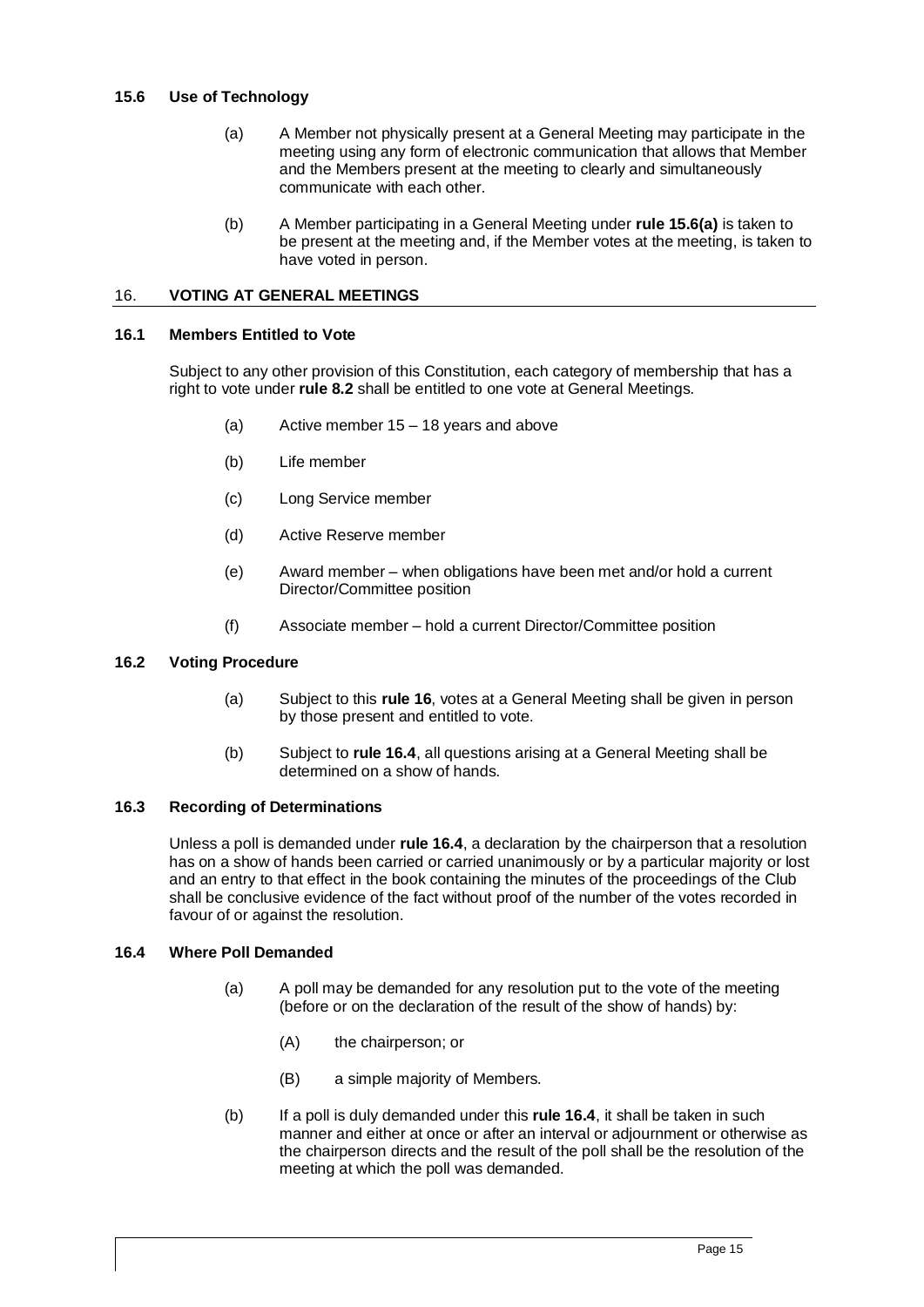### 15.6 Use of Technology

(a) A Member not physically present at a General Meeting may participate in the meeting using any form of electronic communication that allows that Member and the Members present at the meeting to clearly and simultaneously communicate with each other.

(b) A Member participating in a General Meeting under **rule 15.6(a)** is taken to be present at the meeting and, if the Member votes at the meeting, is taken to have voted in person.

## 16. VOTING AT GENERAL MEETINGS

### 16.1 Members Entitled to Vote

Subject to any other provision of this Constitution, each category of membership that has a right to vote under **rule 8.2** shall be entitled to one vote at General Meetings.

(a) Active member 15 – 18 years and above

(b) Life member

(c) Long Service member

(d) Active Reserve member

(e) Award member – when obligations have been met and/or hold a current Director/Committee position

(f) Associate member – hold a current Director/Committee position

### 16.2 Voting Procedure

(a) Subject to this **rule 16**, votes at a General Meeting shall be given in person by those present and entitled to vote.

(b) Subject to **rule 16.4**, all questions arising at a General Meeting shall be determined on a show of hands.

### 16.3 Recording of Determinations

Unless a poll is demanded under **rule 16.4**, a declaration by the chairperson that a resolution has on a show of hands been carried or carried unanimously or by a particular majority or lost and an entry to that effect in the book containing the minutes of the proceedings of the Club shall be conclusive evidence of the fact without proof of the number of the votes recorded in favour of or against the resolution.

### 16.4 Where Poll Demanded

(a) A poll may be demanded for any resolution put to the vote of the meeting (before or on the declaration of the result of the show of hands) by:

(A) the chairperson; or

(B) a simple majority of Members.

(b) If a poll is duly demanded under this **rule 16.4**, it shall be taken in such manner and either at once or after an interval or adjournment or otherwise as the chairperson directs and the result of the poll shall be the resolution of the meeting at which the poll was demanded.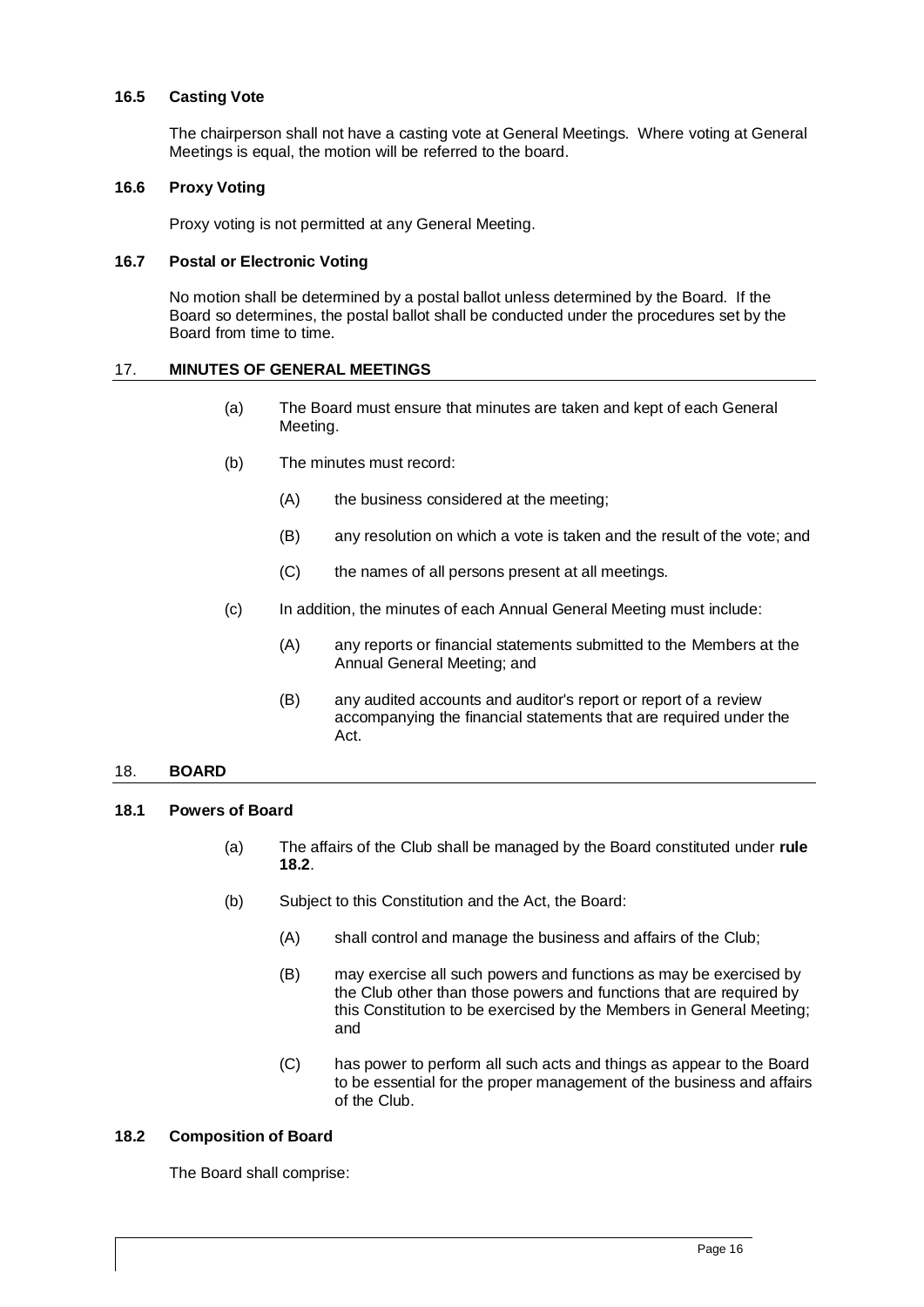### 16.5 Casting Vote

The chairperson shall not have a casting vote at General Meetings. Where voting at General Meetings is equal, the motion will be referred to the board.

### 16.6 Proxy Voting

Proxy voting is not permitted at any General Meeting.

### 16.7 Postal or Electronic Voting

No motion shall be determined by a postal ballot unless determined by the Board. If the Board so determines, the postal ballot shall be conducted under the procedures set by the Board from time to time.

## 17. MINUTES OF GENERAL MEETINGS

(a) The Board must ensure that minutes are taken and kept of each General Meeting.

(b) The minutes must record:

   (A) the business considered at the meeting;

   (B) any resolution on which a vote is taken and the result of the vote; and

   (C) the names of all persons present at all meetings.

(c) In addition, the minutes of each Annual General Meeting must include:

   (A) any reports or financial statements submitted to the Members at the Annual General Meeting; and

   (B) any audited accounts and auditor's report or report of a review accompanying the financial statements that are required under the Act.

## 18. BOARD

### 18.1 Powers of Board

(a) The affairs of the Club shall be managed by the Board constituted under **rule 18.2**.

(b) Subject to this Constitution and the Act, the Board:

   (A) shall control and manage the business and affairs of the Club;

   (B) may exercise all such powers and functions as may be exercised by the Club other than those powers and functions that are required by this Constitution to be exercised by the Members in General Meeting; and

   (C) has power to perform all such acts and things as appear to the Board to be essential for the proper management of the business and affairs of the Club.

### 18.2 Composition of Board

The Board shall comprise: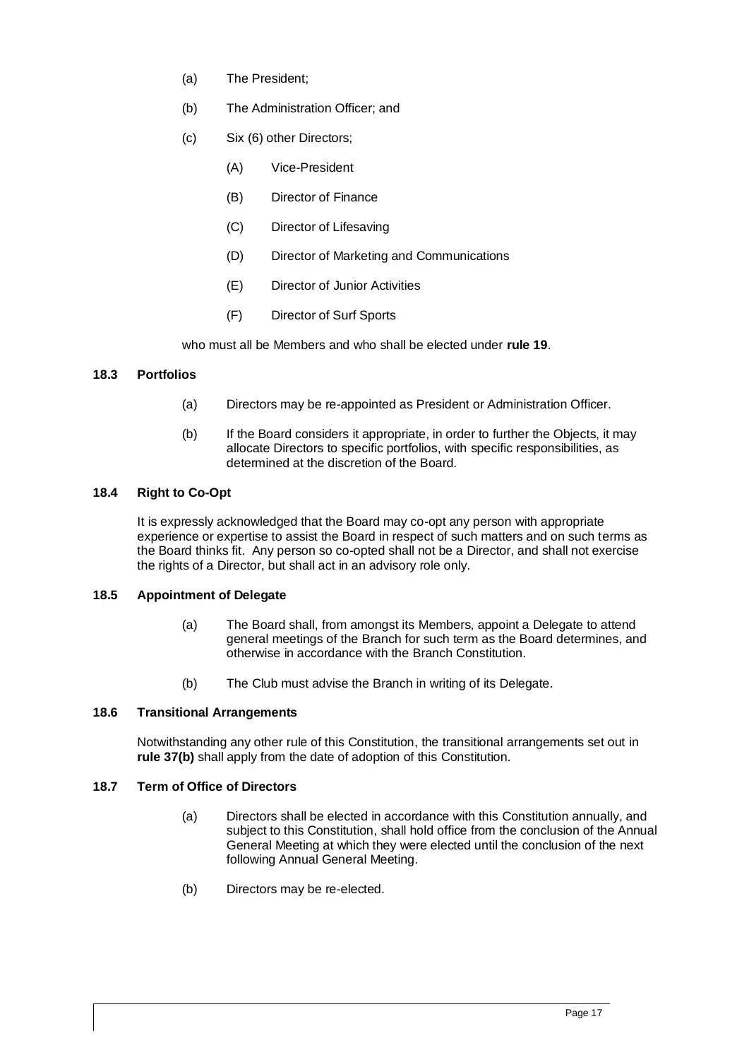(a) The President;

(b) The Administration Officer; and

(c) Six (6) other Directors;

  (A) Vice-President

  (B) Director of Finance

  (C) Director of Lifesaving

  (D) Director of Marketing and Communications

  (E) Director of Junior Activities

  (F) Director of Surf Sports

who must all be Members and who shall be elected under **rule 19**.

### 18.3 Portfolios

(a) Directors may be re-appointed as President or Administration Officer.

(b) If the Board considers it appropriate, in order to further the Objects, it may allocate Directors to specific portfolios, with specific responsibilities, as determined at the discretion of the Board.

### 18.4 Right to Co-Opt

It is expressly acknowledged that the Board may co-opt any person with appropriate experience or expertise to assist the Board in respect of such matters and on such terms as the Board thinks fit. Any person so co-opted shall not be a Director, and shall not exercise the rights of a Director, but shall act in an advisory role only.

### 18.5 Appointment of Delegate

(a) The Board shall, from amongst its Members, appoint a Delegate to attend general meetings of the Branch for such term as the Board determines, and otherwise in accordance with the Branch Constitution.

(b) The Club must advise the Branch in writing of its Delegate.

### 18.6 Transitional Arrangements

Notwithstanding any other rule of this Constitution, the transitional arrangements set out in **rule 37(b)** shall apply from the date of adoption of this Constitution.

### 18.7 Term of Office of Directors

(a) Directors shall be elected in accordance with this Constitution annually, and subject to this Constitution, shall hold office from the conclusion of the Annual General Meeting at which they were elected until the conclusion of the next following Annual General Meeting.

(b) Directors may be re-elected.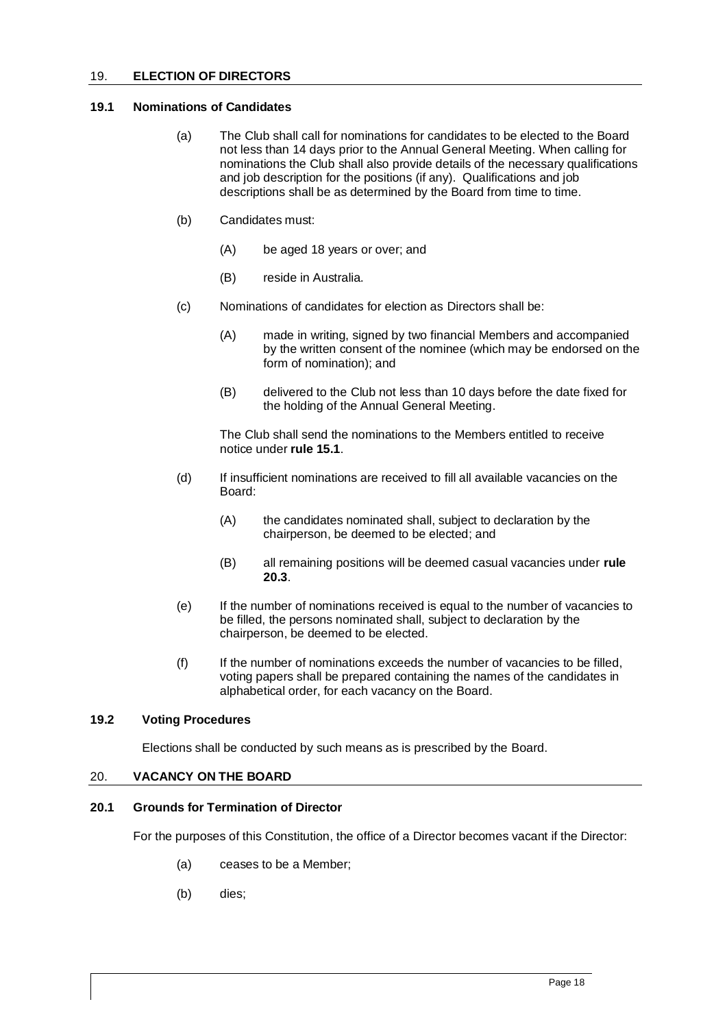## 19. ELECTION OF DIRECTORS

### 19.1 Nominations of Candidates

(a) The Club shall call for nominations for candidates to be elected to the Board not less than 14 days prior to the Annual General Meeting. When calling for nominations the Club shall also provide details of the necessary qualifications and job description for the positions (if any). Qualifications and job descriptions shall be as determined by the Board from time to time.

(b) Candidates must:

(A) be aged 18 years or over; and

(B) reside in Australia.

(c) Nominations of candidates for election as Directors shall be:

(A) made in writing, signed by two financial Members and accompanied by the written consent of the nominee (which may be endorsed on the form of nomination); and

(B) delivered to the Club not less than 10 days before the date fixed for the holding of the Annual General Meeting.

The Club shall send the nominations to the Members entitled to receive notice under **rule 15.1**.

(d) If insufficient nominations are received to fill all available vacancies on the Board:

(A) the candidates nominated shall, subject to declaration by the chairperson, be deemed to be elected; and

(B) all remaining positions will be deemed casual vacancies under **rule 20.3**.

(e) If the number of nominations received is equal to the number of vacancies to be filled, the persons nominated shall, subject to declaration by the chairperson, be deemed to be elected.

(f) If the number of nominations exceeds the number of vacancies to be filled, voting papers shall be prepared containing the names of the candidates in alphabetical order, for each vacancy on the Board.

### 19.2 Voting Procedures

Elections shall be conducted by such means as is prescribed by the Board.

## 20. VACANCY ON THE BOARD

### 20.1 Grounds for Termination of Director

For the purposes of this Constitution, the office of a Director becomes vacant if the Director:

(a) ceases to be a Member;

(b) dies;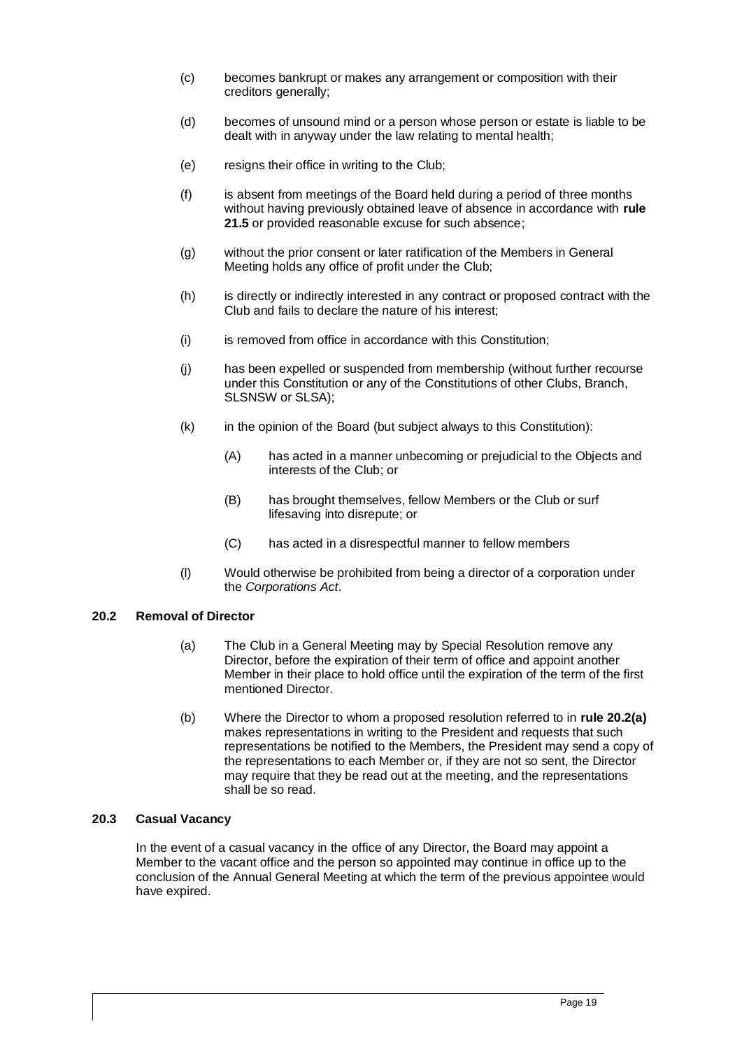(c) becomes bankrupt or makes any arrangement or composition with their creditors generally;

(d) becomes of unsound mind or a person whose person or estate is liable to be dealt with in anyway under the law relating to mental health;

(e) resigns their office in writing to the Club;

(f) is absent from meetings of the Board held during a period of three months without having previously obtained leave of absence in accordance with **rule 21.5** or provided reasonable excuse for such absence;

(g) without the prior consent or later ratification of the Members in General Meeting holds any office of profit under the Club;

(h) is directly or indirectly interested in any contract or proposed contract with the Club and fails to declare the nature of his interest;

(i) is removed from office in accordance with this Constitution;

(j) has been expelled or suspended from membership (without further recourse under this Constitution or any of the Constitutions of other Clubs, Branch, SLSNSW or SLSA);

(k) in the opinion of the Board (but subject always to this Constitution):

  (A) has acted in a manner unbecoming or prejudicial to the Objects and interests of the Club; or

  (B) has brought themselves, fellow Members or the Club or surf lifesaving into disrepute; or

  (C) has acted in a disrespectful manner to fellow members

(l) Would otherwise be prohibited from being a director of a corporation under the *Corporations Act*.

### 20.2 Removal of Director

(a) The Club in a General Meeting may by Special Resolution remove any Director, before the expiration of their term of office and appoint another Member in their place to hold office until the expiration of the term of the first mentioned Director.

(b) Where the Director to whom a proposed resolution referred to in **rule 20.2(a)** makes representations in writing to the President and requests that such representations be notified to the Members, the President may send a copy of the representations to each Member or, if they are not so sent, the Director may require that they be read out at the meeting, and the representations shall be so read.

### 20.3 Casual Vacancy

In the event of a casual vacancy in the office of any Director, the Board may appoint a Member to the vacant office and the person so appointed may continue in office up to the conclusion of the Annual General Meeting at which the term of the previous appointee would have expired.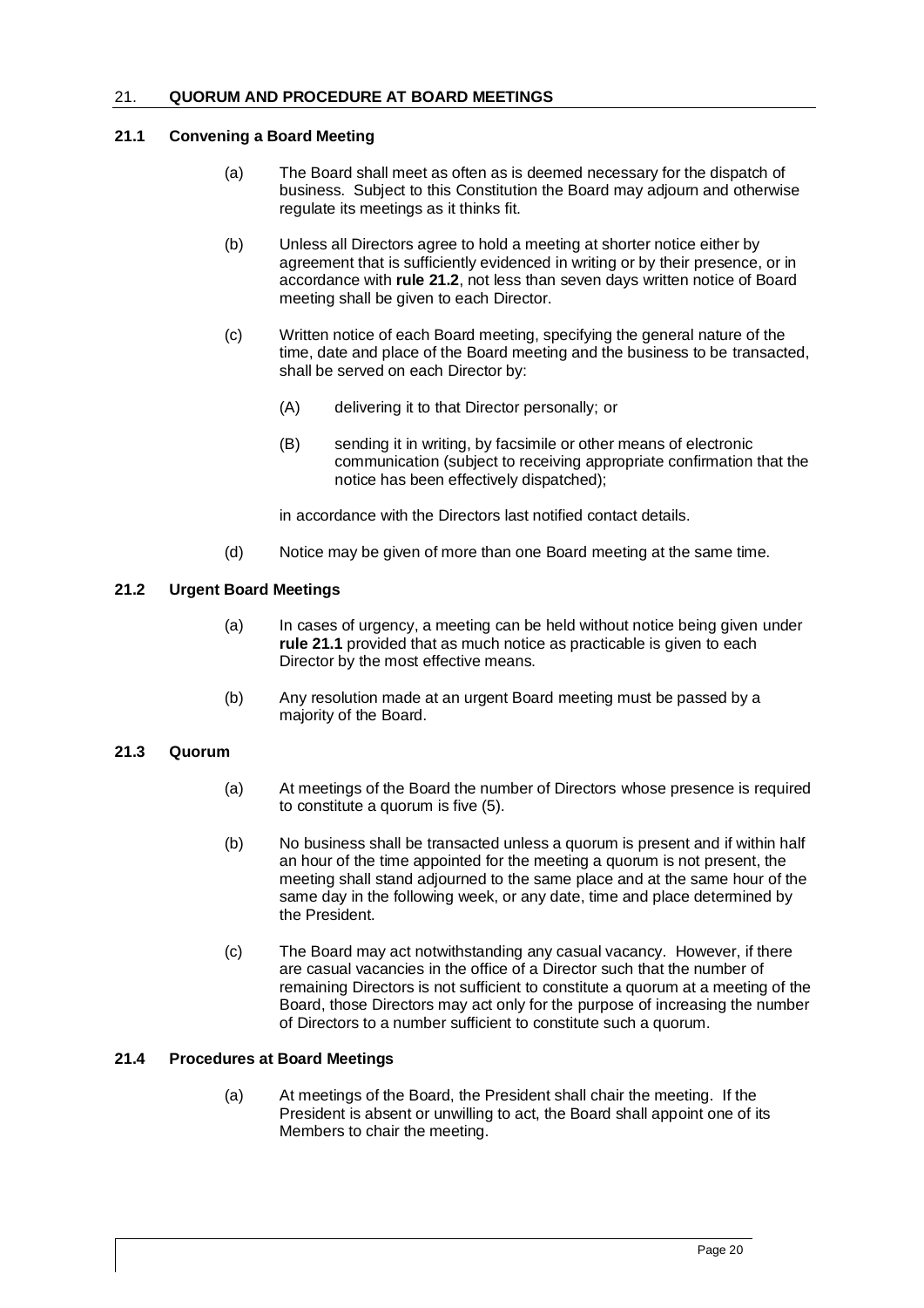## 21. QUORUM AND PROCEDURE AT BOARD MEETINGS

### 21.1 Convening a Board Meeting

(a) The Board shall meet as often as is deemed necessary for the dispatch of business. Subject to this Constitution the Board may adjourn and otherwise regulate its meetings as it thinks fit.

(b) Unless all Directors agree to hold a meeting at shorter notice either by agreement that is sufficiently evidenced in writing or by their presence, or in accordance with **rule 21.2**, not less than seven days written notice of Board meeting shall be given to each Director.

(c) Written notice of each Board meeting, specifying the general nature of the time, date and place of the Board meeting and the business to be transacted, shall be served on each Director by:

(A) delivering it to that Director personally; or

(B) sending it in writing, by facsimile or other means of electronic communication (subject to receiving appropriate confirmation that the notice has been effectively dispatched);

in accordance with the Directors last notified contact details.

(d) Notice may be given of more than one Board meeting at the same time.

### 21.2 Urgent Board Meetings

(a) In cases of urgency, a meeting can be held without notice being given under **rule 21.1** provided that as much notice as practicable is given to each Director by the most effective means.

(b) Any resolution made at an urgent Board meeting must be passed by a majority of the Board.

### 21.3 Quorum

(a) At meetings of the Board the number of Directors whose presence is required to constitute a quorum is five (5).

(b) No business shall be transacted unless a quorum is present and if within half an hour of the time appointed for the meeting a quorum is not present, the meeting shall stand adjourned to the same place and at the same hour of the same day in the following week, or any date, time and place determined by the President.

(c) The Board may act notwithstanding any casual vacancy. However, if there are casual vacancies in the office of a Director such that the number of remaining Directors is not sufficient to constitute a quorum at a meeting of the Board, those Directors may act only for the purpose of increasing the number of Directors to a number sufficient to constitute such a quorum.

### 21.4 Procedures at Board Meetings

(a) At meetings of the Board, the President shall chair the meeting. If the President is absent or unwilling to act, the Board shall appoint one of its Members to chair the meeting.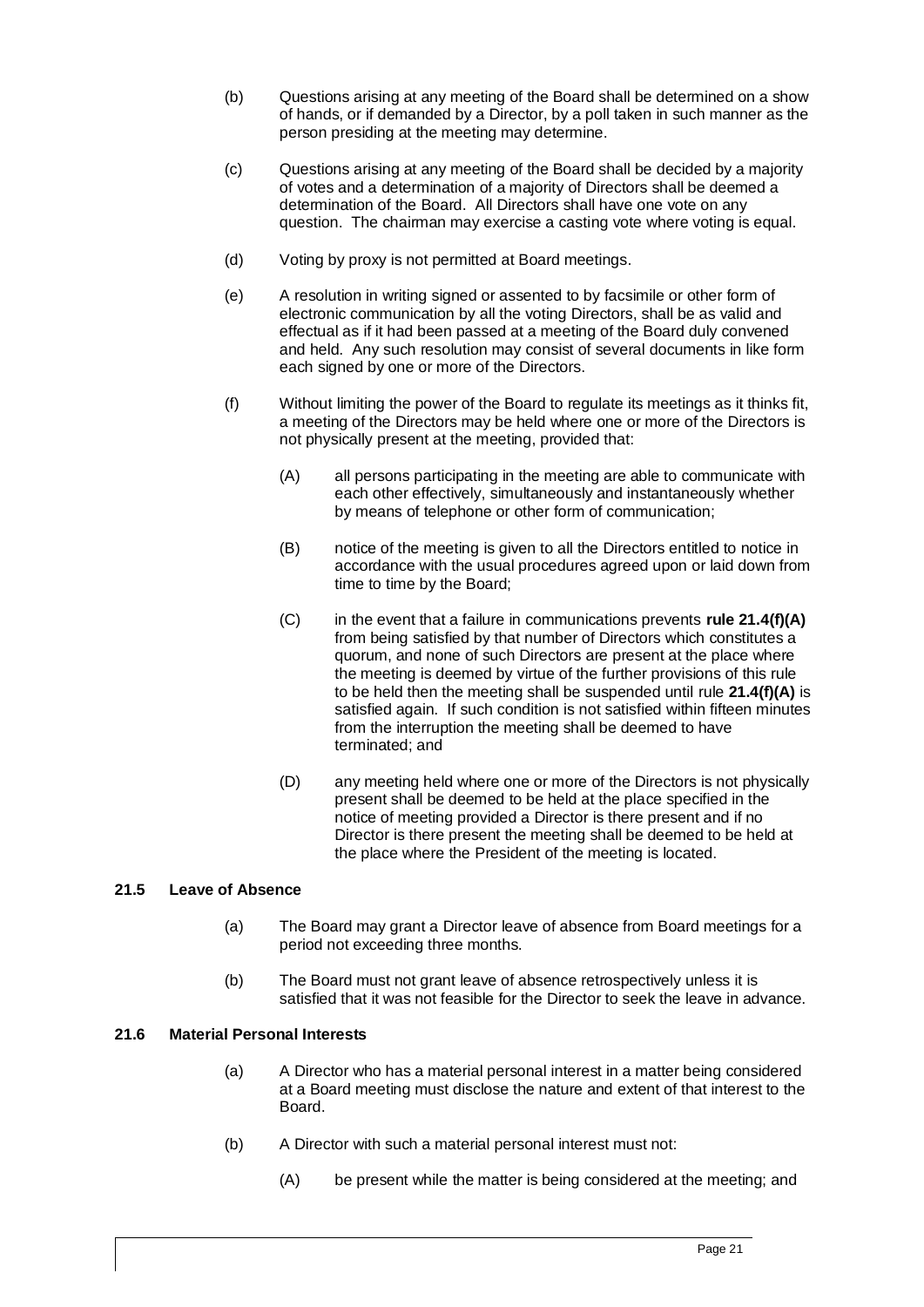(b) Questions arising at any meeting of the Board shall be determined on a show of hands, or if demanded by a Director, by a poll taken in such manner as the person presiding at the meeting may determine.

(c) Questions arising at any meeting of the Board shall be decided by a majority of votes and a determination of a majority of Directors shall be deemed a determination of the Board. All Directors shall have one vote on any question. The chairman may exercise a casting vote where voting is equal.

(d) Voting by proxy is not permitted at Board meetings.

(e) A resolution in writing signed or assented to by facsimile or other form of electronic communication by all the voting Directors, shall be as valid and effectual as if it had been passed at a meeting of the Board duly convened and held. Any such resolution may consist of several documents in like form each signed by one or more of the Directors.

(f) Without limiting the power of the Board to regulate its meetings as it thinks fit, a meeting of the Directors may be held where one or more of the Directors is not physically present at the meeting, provided that:

(A) all persons participating in the meeting are able to communicate with each other effectively, simultaneously and instantaneously whether by means of telephone or other form of communication;

(B) notice of the meeting is given to all the Directors entitled to notice in accordance with the usual procedures agreed upon or laid down from time to time by the Board;

(C) in the event that a failure in communications prevents **rule 21.4(f)(A)** from being satisfied by that number of Directors which constitutes a quorum, and none of such Directors are present at the place where the meeting is deemed by virtue of the further provisions of this rule to be held then the meeting shall be suspended until rule **21.4(f)(A)** is satisfied again. If such condition is not satisfied within fifteen minutes from the interruption the meeting shall be deemed to have terminated; and

(D) any meeting held where one or more of the Directors is not physically present shall be deemed to be held at the place specified in the notice of meeting provided a Director is there present and if no Director is there present the meeting shall be deemed to be held at the place where the President of the meeting is located.

### 21.5 Leave of Absence

(a) The Board may grant a Director leave of absence from Board meetings for a period not exceeding three months.

(b) The Board must not grant leave of absence retrospectively unless it is satisfied that it was not feasible for the Director to seek the leave in advance.

### 21.6 Material Personal Interests

(a) A Director who has a material personal interest in a matter being considered at a Board meeting must disclose the nature and extent of that interest to the Board.

(b) A Director with such a material personal interest must not:

(A) be present while the matter is being considered at the meeting; and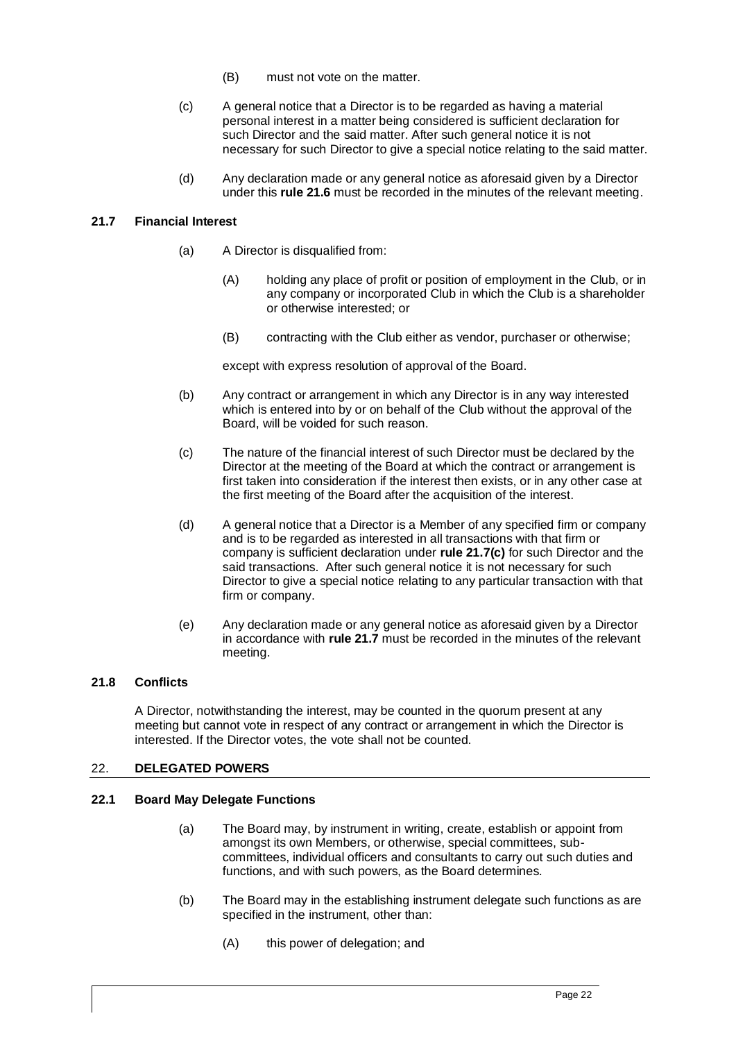(B) must not vote on the matter.

(c) A general notice that a Director is to be regarded as having a material personal interest in a matter being considered is sufficient declaration for such Director and the said matter. After such general notice it is not necessary for such Director to give a special notice relating to the said matter.

(d) Any declaration made or any general notice as aforesaid given by a Director under this **rule 21.6** must be recorded in the minutes of the relevant meeting.

### 21.7 Financial Interest

(a) A Director is disqualified from:

(A) holding any place of profit or position of employment in the Club, or in any company or incorporated Club in which the Club is a shareholder or otherwise interested; or

(B) contracting with the Club either as vendor, purchaser or otherwise;

except with express resolution of approval of the Board.

(b) Any contract or arrangement in which any Director is in any way interested which is entered into by or on behalf of the Club without the approval of the Board, will be voided for such reason.

(c) The nature of the financial interest of such Director must be declared by the Director at the meeting of the Board at which the contract or arrangement is first taken into consideration if the interest then exists, or in any other case at the first meeting of the Board after the acquisition of the interest.

(d) A general notice that a Director is a Member of any specified firm or company and is to be regarded as interested in all transactions with that firm or company is sufficient declaration under **rule 21.7(c)** for such Director and the said transactions. After such general notice it is not necessary for such Director to give a special notice relating to any particular transaction with that firm or company.

(e) Any declaration made or any general notice as aforesaid given by a Director in accordance with **rule 21.7** must be recorded in the minutes of the relevant meeting.

### 21.8 Conflicts

A Director, notwithstanding the interest, may be counted in the quorum present at any meeting but cannot vote in respect of any contract or arrangement in which the Director is interested. If the Director votes, the vote shall not be counted.

## 22. DELEGATED POWERS

### 22.1 Board May Delegate Functions

(a) The Board may, by instrument in writing, create, establish or appoint from amongst its own Members, or otherwise, special committees, sub-committees, individual officers and consultants to carry out such duties and functions, and with such powers, as the Board determines.

(b) The Board may in the establishing instrument delegate such functions as are specified in the instrument, other than:

(A) this power of delegation; and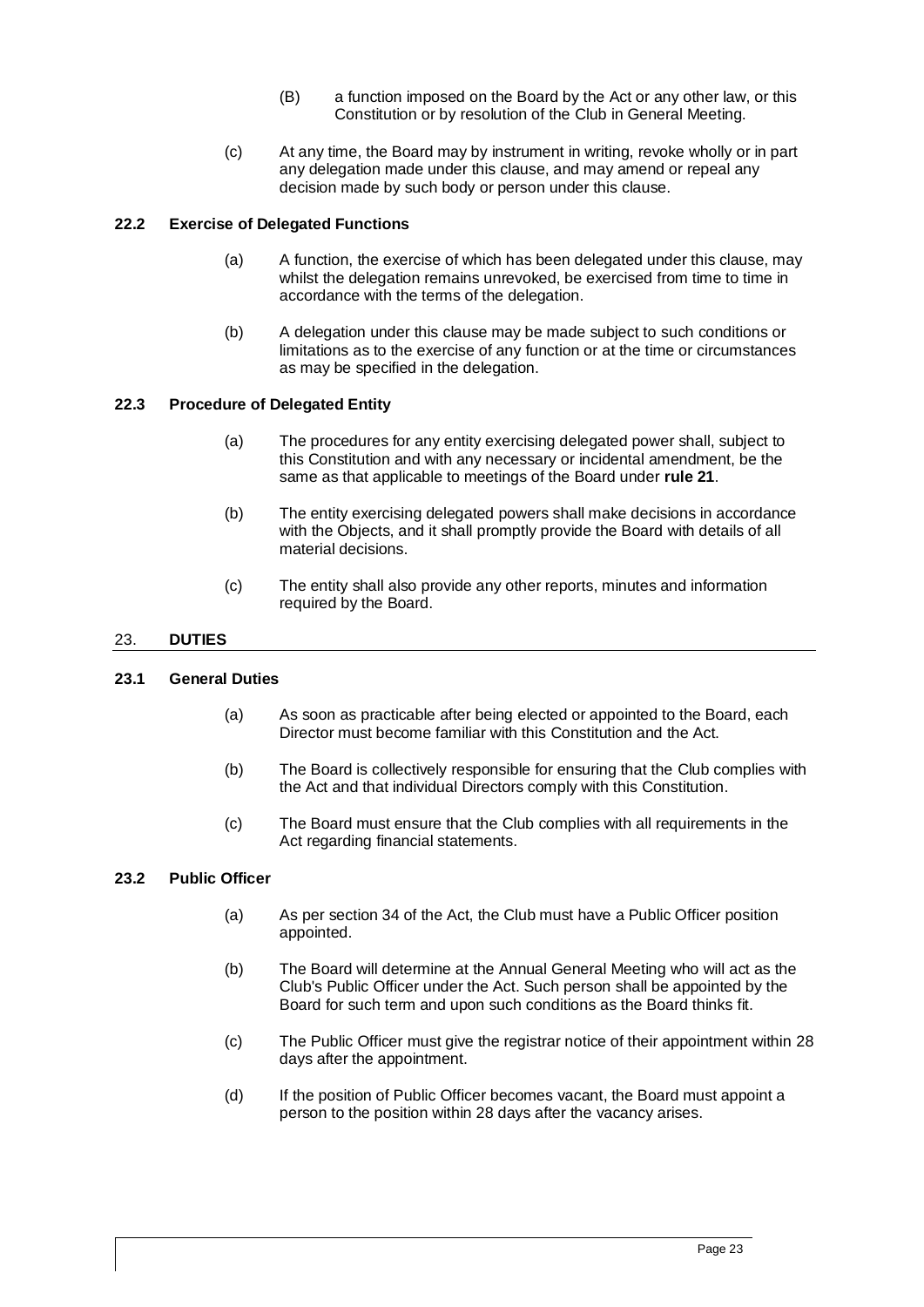(B) a function imposed on the Board by the Act or any other law, or this Constitution or by resolution of the Club in General Meeting.

(c) At any time, the Board may by instrument in writing, revoke wholly or in part any delegation made under this clause, and may amend or repeal any decision made by such body or person under this clause.

### 22.2 Exercise of Delegated Functions

(a) A function, the exercise of which has been delegated under this clause, may whilst the delegation remains unrevoked, be exercised from time to time in accordance with the terms of the delegation.

(b) A delegation under this clause may be made subject to such conditions or limitations as to the exercise of any function or at the time or circumstances as may be specified in the delegation.

### 22.3 Procedure of Delegated Entity

(a) The procedures for any entity exercising delegated power shall, subject to this Constitution and with any necessary or incidental amendment, be the same as that applicable to meetings of the Board under **rule 21**.

(b) The entity exercising delegated powers shall make decisions in accordance with the Objects, and it shall promptly provide the Board with details of all material decisions.

(c) The entity shall also provide any other reports, minutes and information required by the Board.

## 23. DUTIES

### 23.1 General Duties

(a) As soon as practicable after being elected or appointed to the Board, each Director must become familiar with this Constitution and the Act.

(b) The Board is collectively responsible for ensuring that the Club complies with the Act and that individual Directors comply with this Constitution.

(c) The Board must ensure that the Club complies with all requirements in the Act regarding financial statements.

### 23.2 Public Officer

(a) As per section 34 of the Act, the Club must have a Public Officer position appointed.

(b) The Board will determine at the Annual General Meeting who will act as the Club's Public Officer under the Act. Such person shall be appointed by the Board for such term and upon such conditions as the Board thinks fit.

(c) The Public Officer must give the registrar notice of their appointment within 28 days after the appointment.

(d) If the position of Public Officer becomes vacant, the Board must appoint a person to the position within 28 days after the vacancy arises.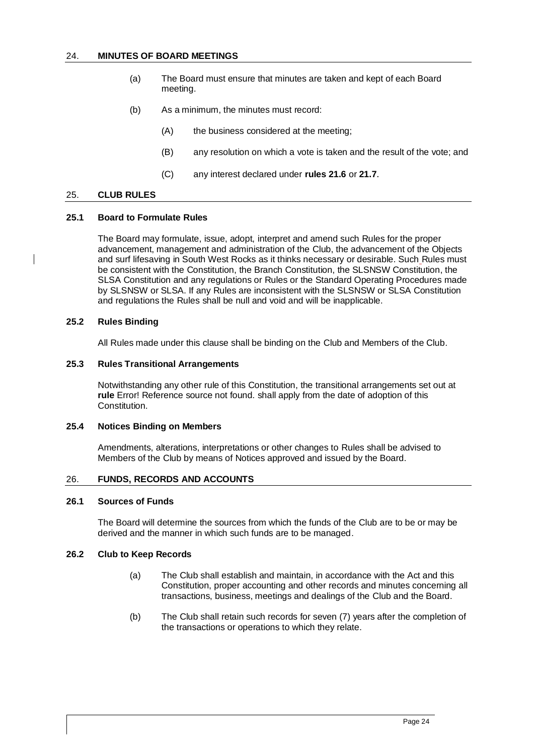## 24. MINUTES OF BOARD MEETINGS

(a) The Board must ensure that minutes are taken and kept of each Board meeting.

(b) As a minimum, the minutes must record:

(A) the business considered at the meeting;

(B) any resolution on which a vote is taken and the result of the vote; and

(C) any interest declared under **rules 21.6** or **21.7**.

## 25. CLUB RULES

### 25.1 Board to Formulate Rules

The Board may formulate, issue, adopt, interpret and amend such Rules for the proper advancement, management and administration of the Club, the advancement of the Objects and surf lifesaving in South West Rocks as it thinks necessary or desirable. Such Rules must be consistent with the Constitution, the Branch Constitution, the SLSNSW Constitution, the SLSA Constitution and any regulations or Rules or the Standard Operating Procedures made by SLSNSW or SLSA. If any Rules are inconsistent with the SLSNSW or SLSA Constitution and regulations the Rules shall be null and void and will be inapplicable.

### 25.2 Rules Binding

All Rules made under this clause shall be binding on the Club and Members of the Club.

### 25.3 Rules Transitional Arrangements

Notwithstanding any other rule of this Constitution, the transitional arrangements set out at **rule** Error! Reference source not found. shall apply from the date of adoption of this Constitution.

### 25.4 Notices Binding on Members

Amendments, alterations, interpretations or other changes to Rules shall be advised to Members of the Club by means of Notices approved and issued by the Board.

## 26. FUNDS, RECORDS AND ACCOUNTS

### 26.1 Sources of Funds

The Board will determine the sources from which the funds of the Club are to be or may be derived and the manner in which such funds are to be managed.

### 26.2 Club to Keep Records

(a) The Club shall establish and maintain, in accordance with the Act and this Constitution, proper accounting and other records and minutes concerning all transactions, business, meetings and dealings of the Club and the Board.

(b) The Club shall retain such records for seven (7) years after the completion of the transactions or operations to which they relate.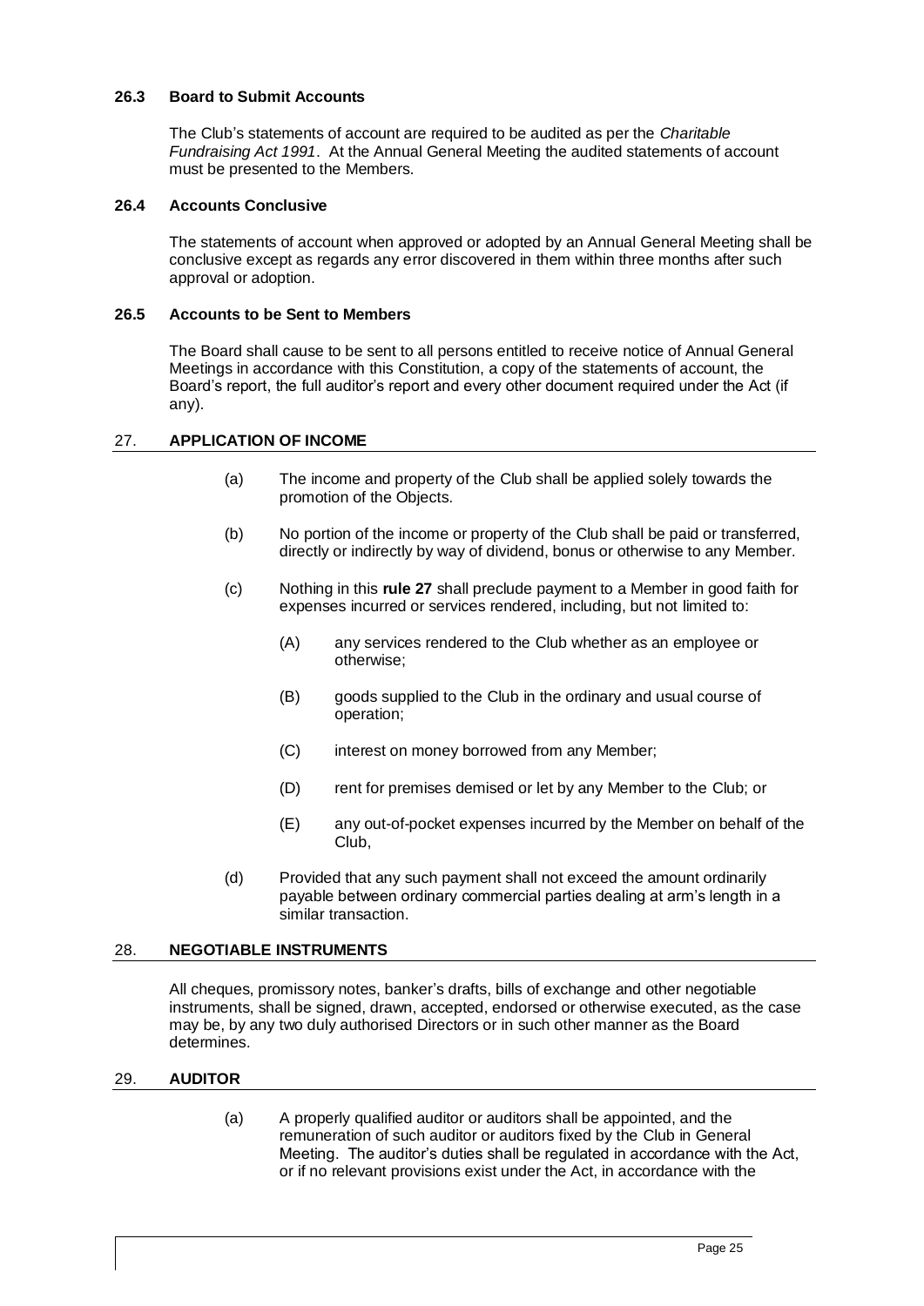### 26.3 Board to Submit Accounts

The Club's statements of account are required to be audited as per the *Charitable Fundraising Act 1991*. At the Annual General Meeting the audited statements of account must be presented to the Members.

### 26.4 Accounts Conclusive

The statements of account when approved or adopted by an Annual General Meeting shall be conclusive except as regards any error discovered in them within three months after such approval or adoption.

### 26.5 Accounts to be Sent to Members

The Board shall cause to be sent to all persons entitled to receive notice of Annual General Meetings in accordance with this Constitution, a copy of the statements of account, the Board's report, the full auditor's report and every other document required under the Act (if any).

## 27. APPLICATION OF INCOME

(a) The income and property of the Club shall be applied solely towards the promotion of the Objects.

(b) No portion of the income or property of the Club shall be paid or transferred, directly or indirectly by way of dividend, bonus or otherwise to any Member.

(c) Nothing in this **rule 27** shall preclude payment to a Member in good faith for expenses incurred or services rendered, including, but not limited to:

- (A) any services rendered to the Club whether as an employee or otherwise;
- (B) goods supplied to the Club in the ordinary and usual course of operation;
- (C) interest on money borrowed from any Member;
- (D) rent for premises demised or let by any Member to the Club; or
- (E) any out-of-pocket expenses incurred by the Member on behalf of the Club,

(d) Provided that any such payment shall not exceed the amount ordinarily payable between ordinary commercial parties dealing at arm's length in a similar transaction.

## 28. NEGOTIABLE INSTRUMENTS

All cheques, promissory notes, banker's drafts, bills of exchange and other negotiable instruments, shall be signed, drawn, accepted, endorsed or otherwise executed, as the case may be, by any two duly authorised Directors or in such other manner as the Board determines.

## 29. AUDITOR

(a) A properly qualified auditor or auditors shall be appointed, and the remuneration of such auditor or auditors fixed by the Club in General Meeting. The auditor's duties shall be regulated in accordance with the Act, or if no relevant provisions exist under the Act, in accordance with the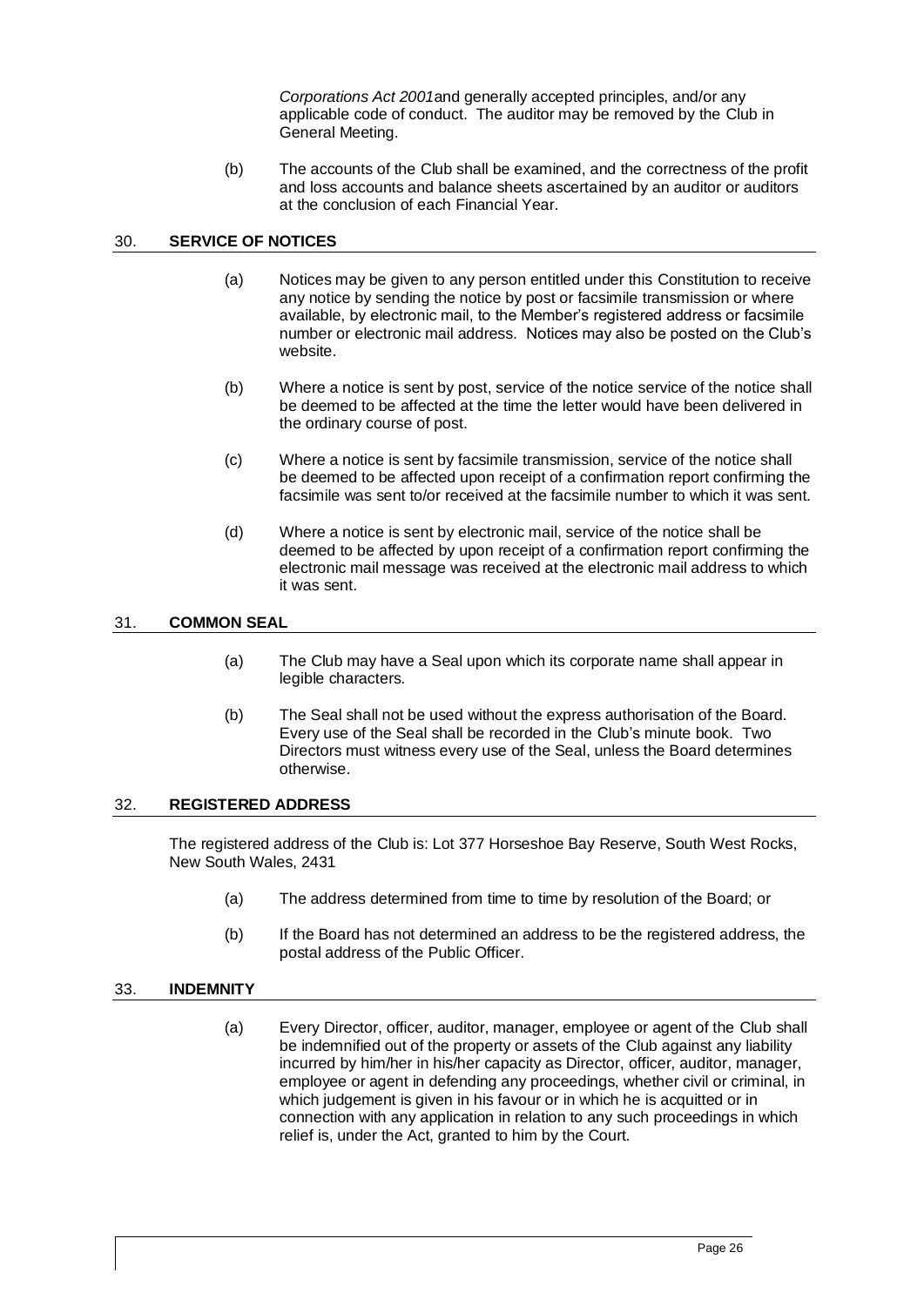*Corporations Act 2001*and generally accepted principles, and/or any applicable code of conduct. The auditor may be removed by the Club in General Meeting.

(b) The accounts of the Club shall be examined, and the correctness of the profit and loss accounts and balance sheets ascertained by an auditor or auditors at the conclusion of each Financial Year.

## 30. SERVICE OF NOTICES

(a) Notices may be given to any person entitled under this Constitution to receive any notice by sending the notice by post or facsimile transmission or where available, by electronic mail, to the Member's registered address or facsimile number or electronic mail address. Notices may also be posted on the Club's website.

(b) Where a notice is sent by post, service of the notice service of the notice shall be deemed to be affected at the time the letter would have been delivered in the ordinary course of post.

(c) Where a notice is sent by facsimile transmission, service of the notice shall be deemed to be affected upon receipt of a confirmation report confirming the facsimile was sent to/or received at the facsimile number to which it was sent.

(d) Where a notice is sent by electronic mail, service of the notice shall be deemed to be affected by upon receipt of a confirmation report confirming the electronic mail message was received at the electronic mail address to which it was sent.

## 31. COMMON SEAL

(a) The Club may have a Seal upon which its corporate name shall appear in legible characters.

(b) The Seal shall not be used without the express authorisation of the Board. Every use of the Seal shall be recorded in the Club's minute book. Two Directors must witness every use of the Seal, unless the Board determines otherwise.

## 32. REGISTERED ADDRESS

The registered address of the Club is: Lot 377 Horseshoe Bay Reserve, South West Rocks, New South Wales, 2431

(a) The address determined from time to time by resolution of the Board; or

(b) If the Board has not determined an address to be the registered address, the postal address of the Public Officer.

## 33. INDEMNITY

(a) Every Director, officer, auditor, manager, employee or agent of the Club shall be indemnified out of the property or assets of the Club against any liability incurred by him/her in his/her capacity as Director, officer, auditor, manager, employee or agent in defending any proceedings, whether civil or criminal, in which judgement is given in his favour or in which he is acquitted or in connection with any application in relation to any such proceedings in which relief is, under the Act, granted to him by the Court.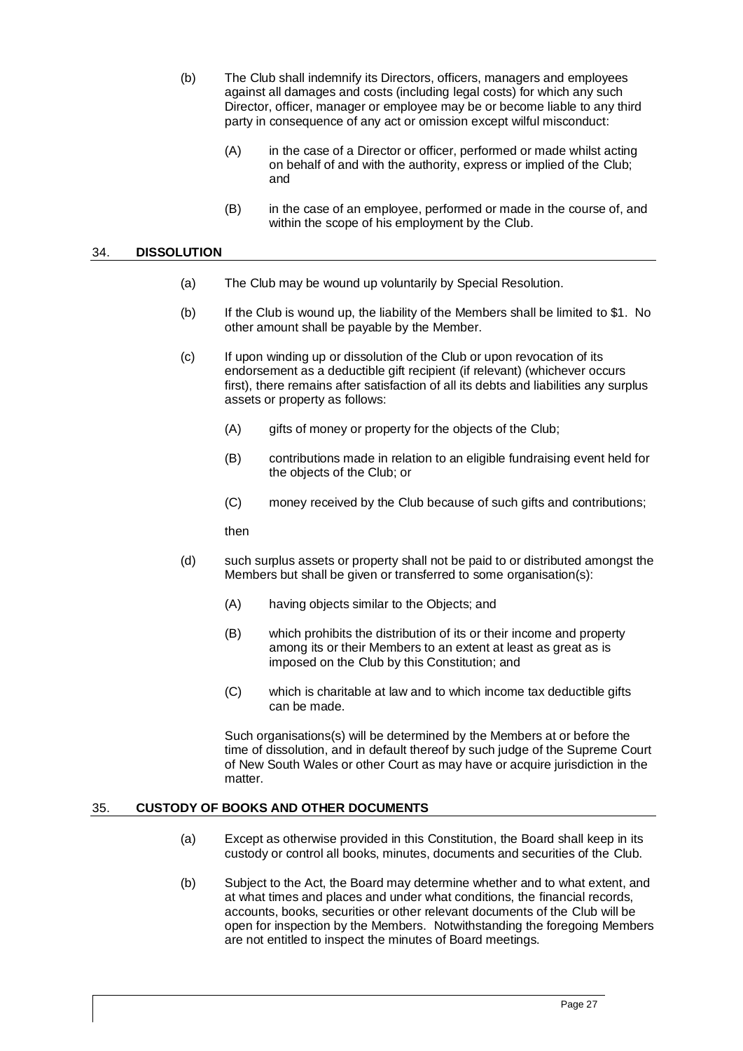(b) The Club shall indemnify its Directors, officers, managers and employees against all damages and costs (including legal costs) for which any such Director, officer, manager or employee may be or become liable to any third party in consequence of any act or omission except wilful misconduct:

  (A) in the case of a Director or officer, performed or made whilst acting on behalf of and with the authority, express or implied of the Club; and

  (B) in the case of an employee, performed or made in the course of, and within the scope of his employment by the Club.

## 34. DISSOLUTION

(a) The Club may be wound up voluntarily by Special Resolution.

(b) If the Club is wound up, the liability of the Members shall be limited to $1. No other amount shall be payable by the Member.

(c) If upon winding up or dissolution of the Club or upon revocation of its endorsement as a deductible gift recipient (if relevant) (whichever occurs first), there remains after satisfaction of all its debts and liabilities any surplus assets or property as follows:

  (A) gifts of money or property for the objects of the Club;

  (B) contributions made in relation to an eligible fundraising event held for the objects of the Club; or

  (C) money received by the Club because of such gifts and contributions;

  then

(d) such surplus assets or property shall not be paid to or distributed amongst the Members but shall be given or transferred to some organisation(s):

  (A) having objects similar to the Objects; and

  (B) which prohibits the distribution of its or their income and property among its or their Members to an extent at least as great as is imposed on the Club by this Constitution; and

  (C) which is charitable at law and to which income tax deductible gifts can be made.

  Such organisations(s) will be determined by the Members at or before the time of dissolution, and in default thereof by such judge of the Supreme Court of New South Wales or other Court as may have or acquire jurisdiction in the matter.

## 35. CUSTODY OF BOOKS AND OTHER DOCUMENTS

(a) Except as otherwise provided in this Constitution, the Board shall keep in its custody or control all books, minutes, documents and securities of the Club.

(b) Subject to the Act, the Board may determine whether and to what extent, and at what times and places and under what conditions, the financial records, accounts, books, securities or other relevant documents of the Club will be open for inspection by the Members. Notwithstanding the foregoing Members are not entitled to inspect the minutes of Board meetings.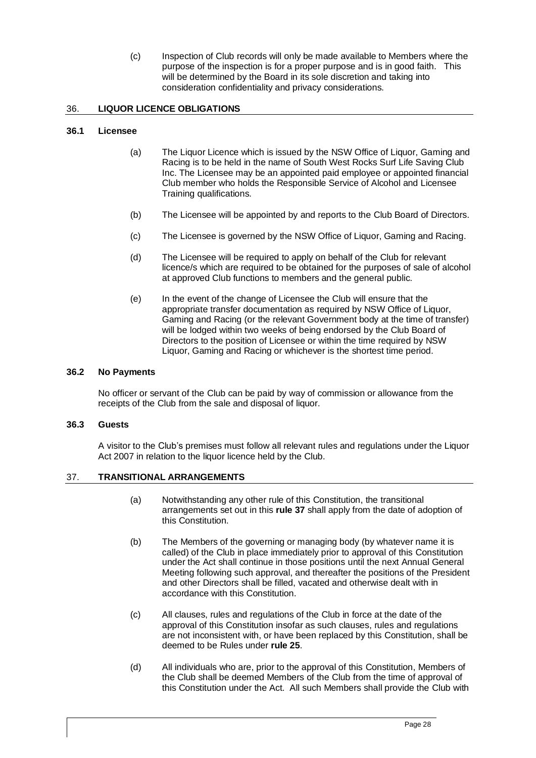(c) Inspection of Club records will only be made available to Members where the purpose of the inspection is for a proper purpose and is in good faith. This will be determined by the Board in its sole discretion and taking into consideration confidentiality and privacy considerations.

## 36. LIQUOR LICENCE OBLIGATIONS

### 36.1 Licensee

(a) The Liquor Licence which is issued by the NSW Office of Liquor, Gaming and Racing is to be held in the name of South West Rocks Surf Life Saving Club Inc. The Licensee may be an appointed paid employee or appointed financial Club member who holds the Responsible Service of Alcohol and Licensee Training qualifications.

(b) The Licensee will be appointed by and reports to the Club Board of Directors.

(c) The Licensee is governed by the NSW Office of Liquor, Gaming and Racing.

(d) The Licensee will be required to apply on behalf of the Club for relevant licence/s which are required to be obtained for the purposes of sale of alcohol at approved Club functions to members and the general public.

(e) In the event of the change of Licensee the Club will ensure that the appropriate transfer documentation as required by NSW Office of Liquor, Gaming and Racing (or the relevant Government body at the time of transfer) will be lodged within two weeks of being endorsed by the Club Board of Directors to the position of Licensee or within the time required by NSW Liquor, Gaming and Racing or whichever is the shortest time period.

### 36.2 No Payments

No officer or servant of the Club can be paid by way of commission or allowance from the receipts of the Club from the sale and disposal of liquor.

### 36.3 Guests

A visitor to the Club's premises must follow all relevant rules and regulations under the Liquor Act 2007 in relation to the liquor licence held by the Club.

## 37. TRANSITIONAL ARRANGEMENTS

(a) Notwithstanding any other rule of this Constitution, the transitional arrangements set out in this **rule 37** shall apply from the date of adoption of this Constitution.

(b) The Members of the governing or managing body (by whatever name it is called) of the Club in place immediately prior to approval of this Constitution under the Act shall continue in those positions until the next Annual General Meeting following such approval, and thereafter the positions of the President and other Directors shall be filled, vacated and otherwise dealt with in accordance with this Constitution.

(c) All clauses, rules and regulations of the Club in force at the date of the approval of this Constitution insofar as such clauses, rules and regulations are not inconsistent with, or have been replaced by this Constitution, shall be deemed to be Rules under **rule 25**.

(d) All individuals who are, prior to the approval of this Constitution, Members of the Club shall be deemed Members of the Club from the time of approval of this Constitution under the Act. All such Members shall provide the Club with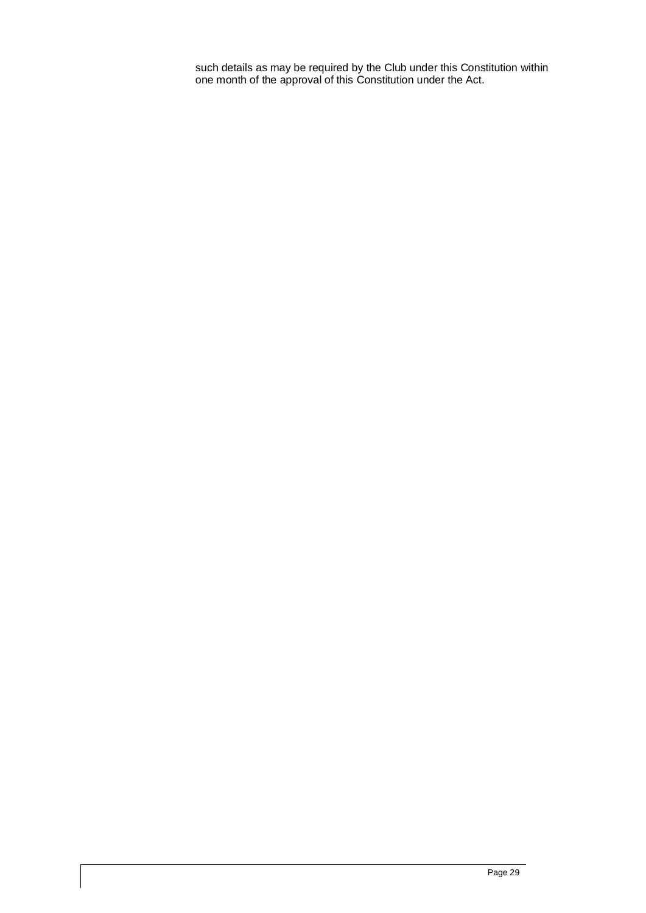such details as may be required by the Club under this Constitution within one month of the approval of this Constitution under the Act.